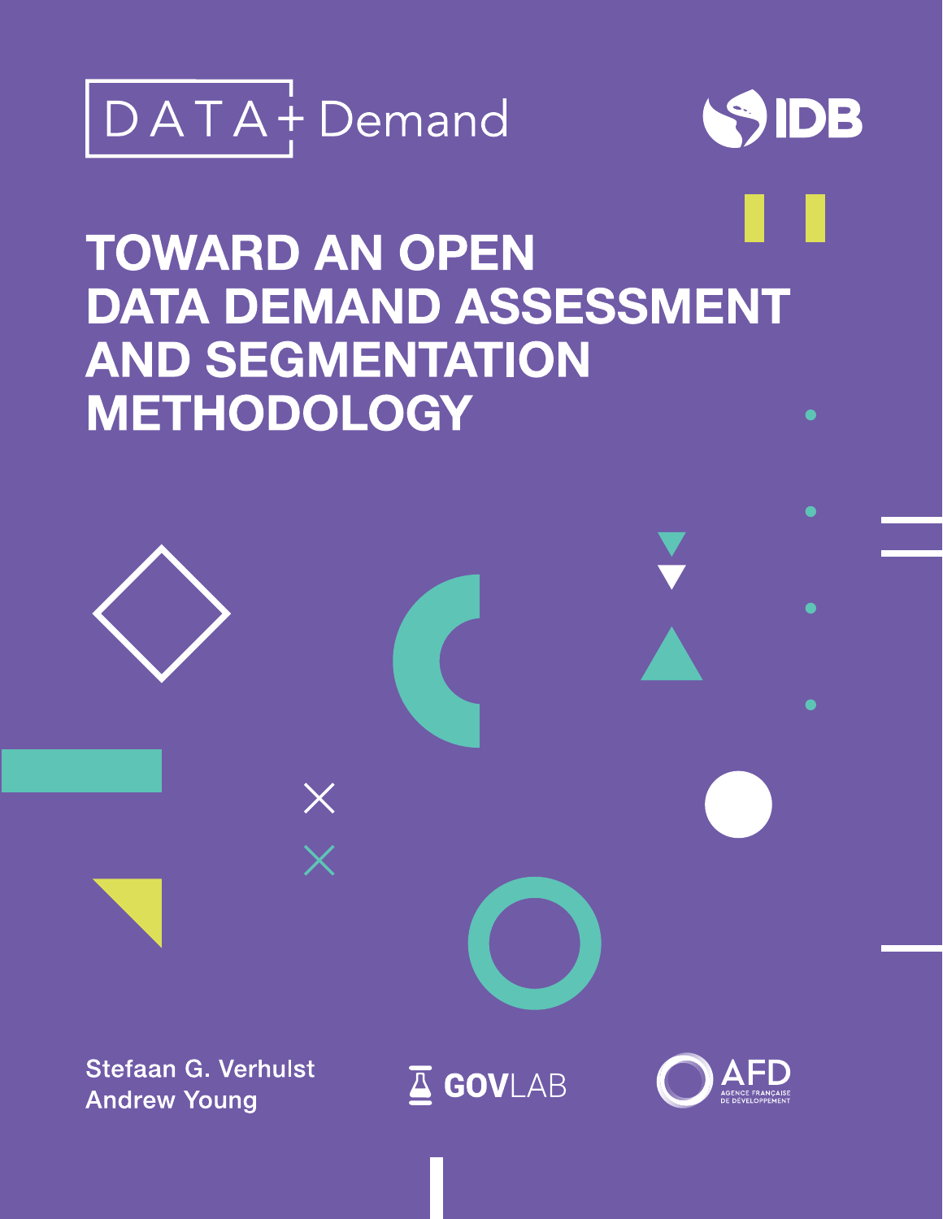DATA+ Demand

IDB

# TOWARD AN OPEN DATA DEMAND ASSESSMENT AND SEGMENTATION METHODOLOGY

Stefaan G. Verhulst
Andrew Young

GOVLAB

AFD
AGENCE FRANÇAISE DE DÉVELOPPEMENT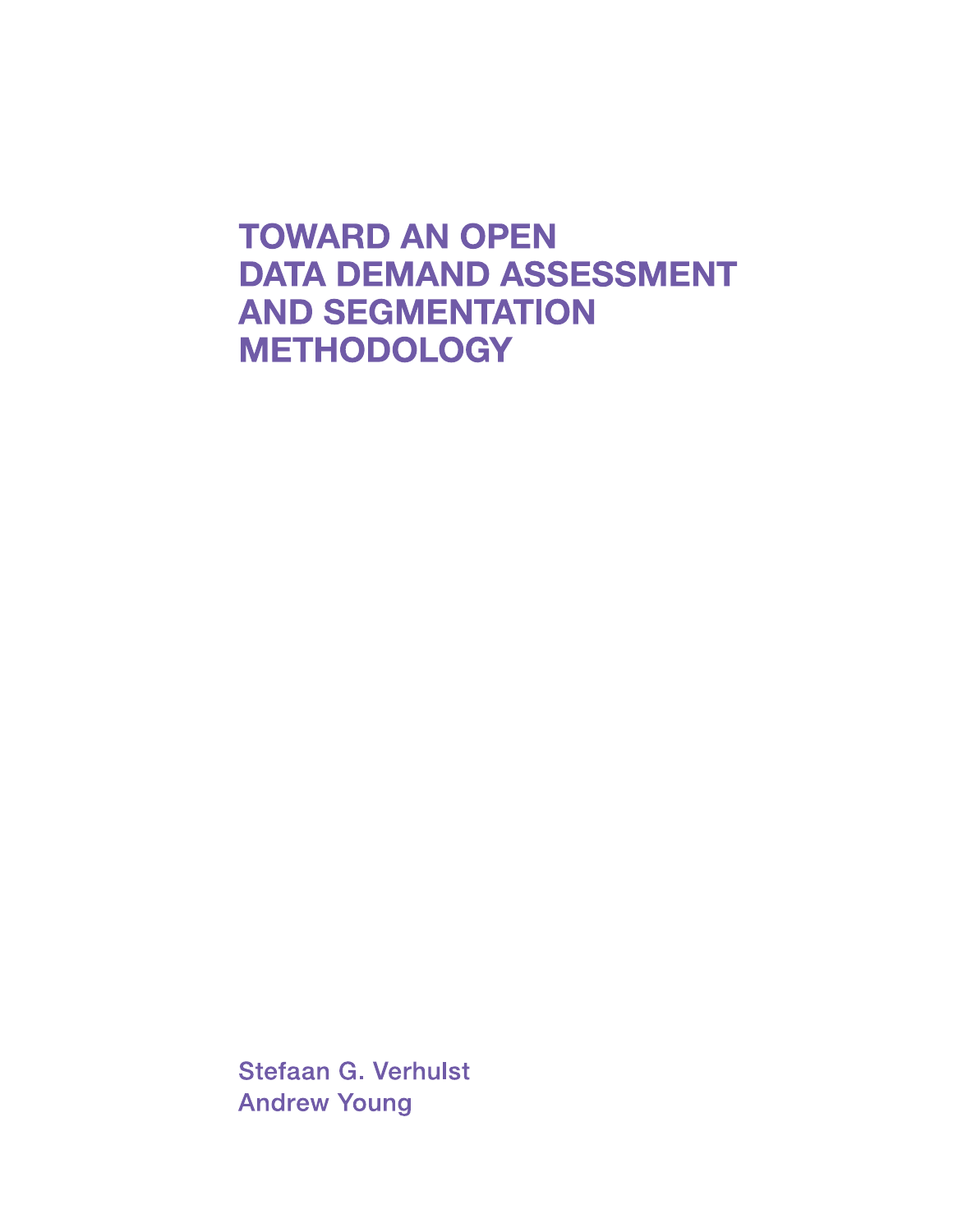# TOWARD AN OPEN DATA DEMAND ASSESSMENT AND SEGMENTATION METHODOLOGY

Stefaan G. Verhulst
Andrew Young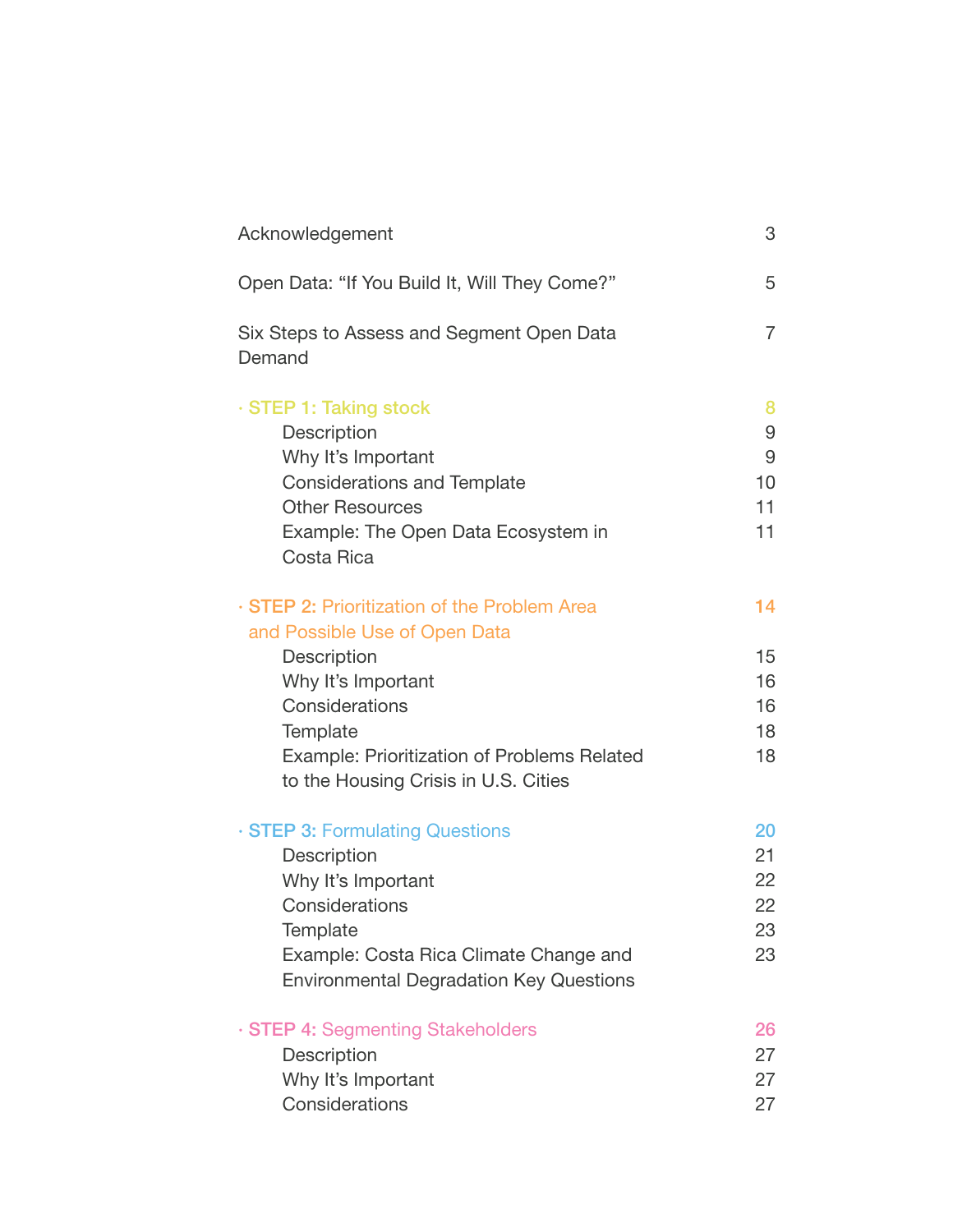Acknowledgement 3

Open Data: "If You Build It, Will They Come?" 5

Six Steps to Assess and Segment Open Data Demand 7

- **STEP 1:** Taking stock 8
  - Description 9
  - Why It's Important 9
  - Considerations and Template 10
  - Other Resources 11
  - Example: The Open Data Ecosystem in Costa Rica 11
- **STEP 2:** Prioritization of the Problem Area and Possible Use of Open Data 14
  - Description 15
  - Why It's Important 16
  - Considerations 16
  - Template 18
  - Example: Prioritization of Problems Related to the Housing Crisis in U.S. Cities 18
- **STEP 3:** Formulating Questions 20
  - Description 21
  - Why It's Important 22
  - Considerations 22
  - Template 23
  - Example: Costa Rica Climate Change and Environmental Degradation Key Questions 23
- **STEP 4:** Segmenting Stakeholders 26
  - Description 27
  - Why It's Important 27
  - Considerations 27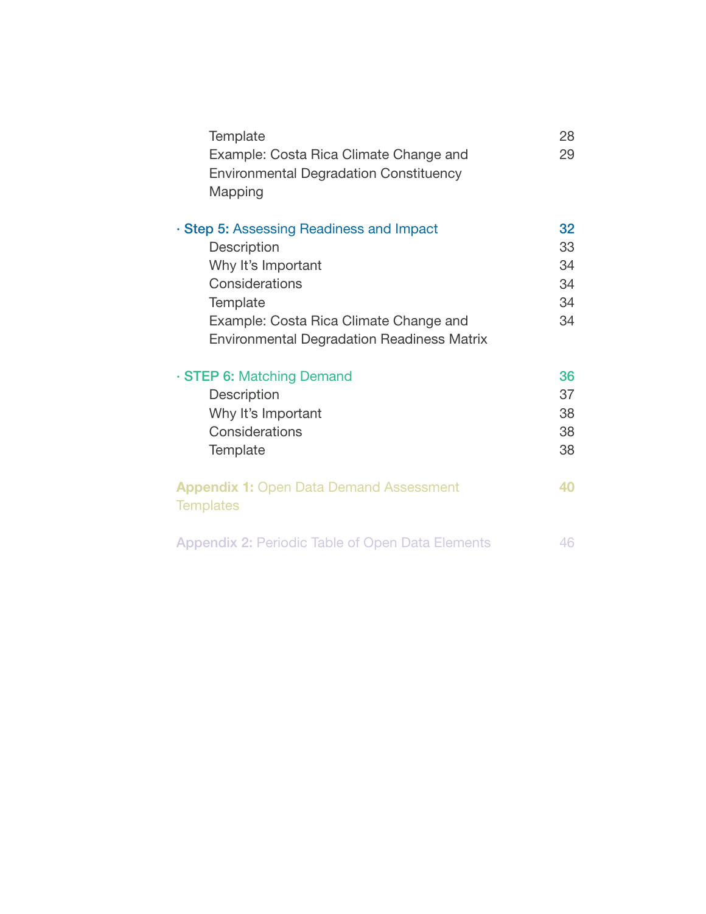Template 28

Example: Costa Rica Climate Change and Environmental Degradation Constituency Mapping 29

· **Step 5:** Assessing Readiness and Impact 32

Description 33

Why It's Important 34

Considerations 34

Template 34

Example: Costa Rica Climate Change and Environmental Degradation Readiness Matrix 34

· **STEP 6:** Matching Demand 36

Description 37

Why It's Important 38

Considerations 38

Template 38

**Appendix 1:** Open Data Demand Assessment Templates 40

**Appendix 2:** Periodic Table of Open Data Elements 46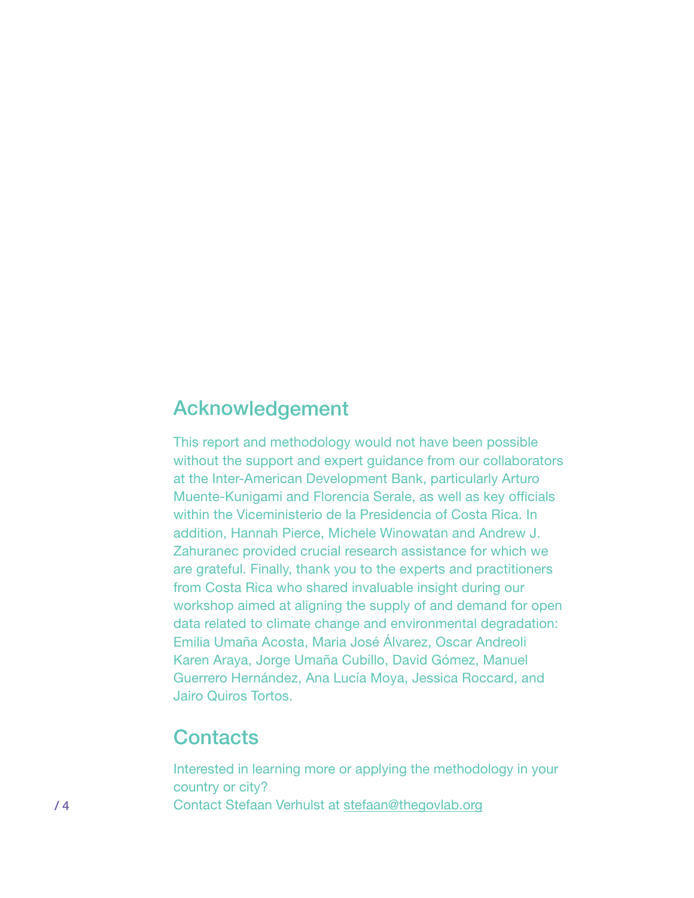## Acknowledgement

This report and methodology would not have been possible without the support and expert guidance from our collaborators at the Inter-American Development Bank, particularly Arturo Muente-Kunigami and Florencia Serale, as well as key officials within the Viceministerio de la Presidencia of Costa Rica. In addition, Hannah Pierce, Michele Winowatan and Andrew J. Zahuranec provided crucial research assistance for which we are grateful. Finally, thank you to the experts and practitioners from Costa Rica who shared invaluable insight during our workshop aimed at aligning the supply of and demand for open data related to climate change and environmental degradation: Emilia Umaña Acosta, Maria José Álvarez, Oscar Andreoli Karen Araya, Jorge Umaña Cubillo, David Gómez, Manuel Guerrero Hernández, Ana Lucía Moya, Jessica Roccard, and Jairo Quiros Tortos.

## Contacts

Interested in learning more or applying the methodology in your country or city?
Contact Stefaan Verhulst at stefaan@thegovlab.org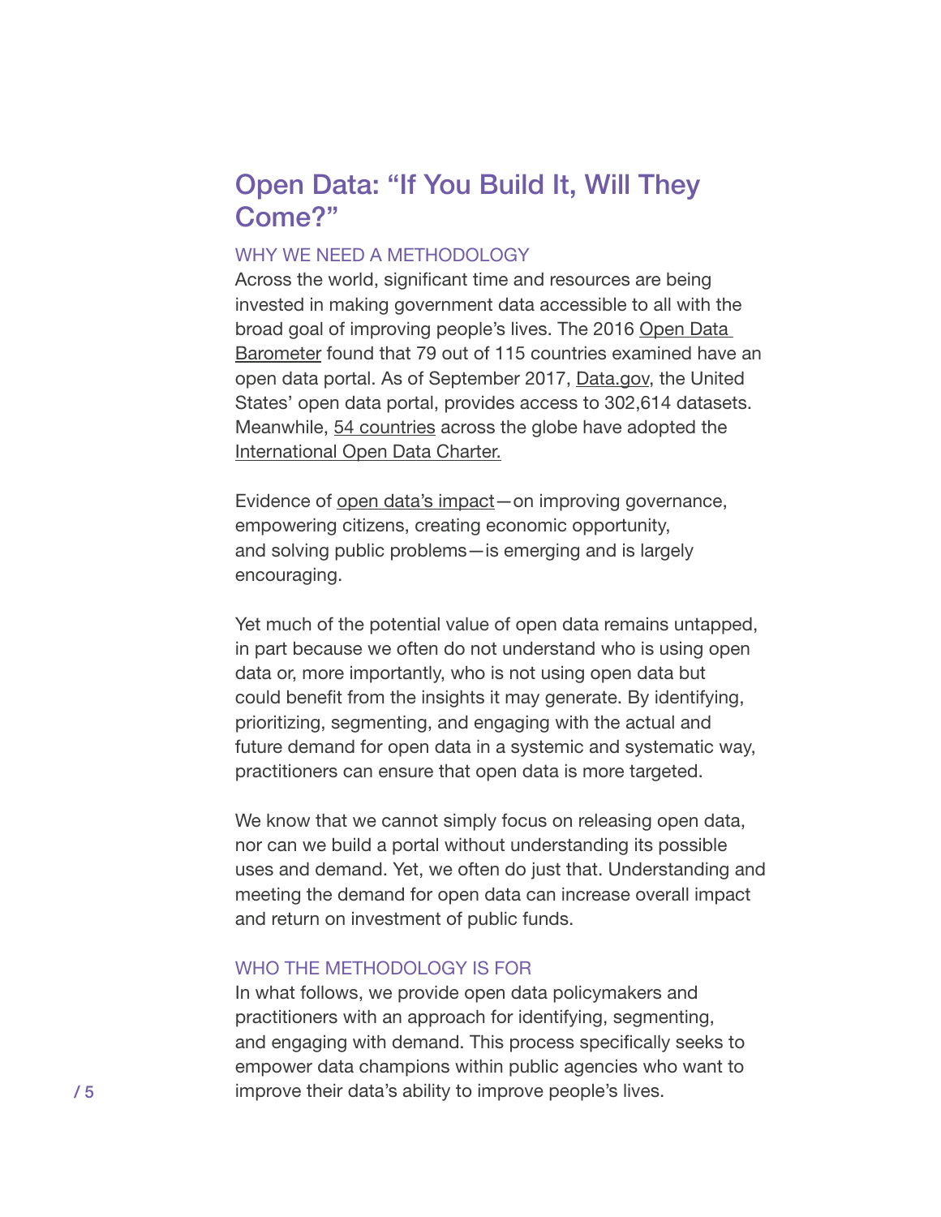# Open Data: "If You Build It, Will They Come?"

## WHY WE NEED A METHODOLOGY

Across the world, significant time and resources are being invested in making government data accessible to all with the broad goal of improving people's lives. The 2016 Open Data Barometer found that 79 out of 115 countries examined have an open data portal. As of September 2017, Data.gov, the United States' open data portal, provides access to 302,614 datasets. Meanwhile, 54 countries across the globe have adopted the International Open Data Charter.

Evidence of open data's impact—on improving governance, empowering citizens, creating economic opportunity, and solving public problems—is emerging and is largely encouraging.

Yet much of the potential value of open data remains untapped, in part because we often do not understand who is using open data or, more importantly, who is not using open data but could benefit from the insights it may generate. By identifying, prioritizing, segmenting, and engaging with the actual and future demand for open data in a systemic and systematic way, practitioners can ensure that open data is more targeted.

We know that we cannot simply focus on releasing open data, nor can we build a portal without understanding its possible uses and demand. Yet, we often do just that. Understanding and meeting the demand for open data can increase overall impact and return on investment of public funds.

## WHO THE METHODOLOGY IS FOR

In what follows, we provide open data policymakers and practitioners with an approach for identifying, segmenting, and engaging with demand. This process specifically seeks to empower data champions within public agencies who want to improve their data's ability to improve people's lives.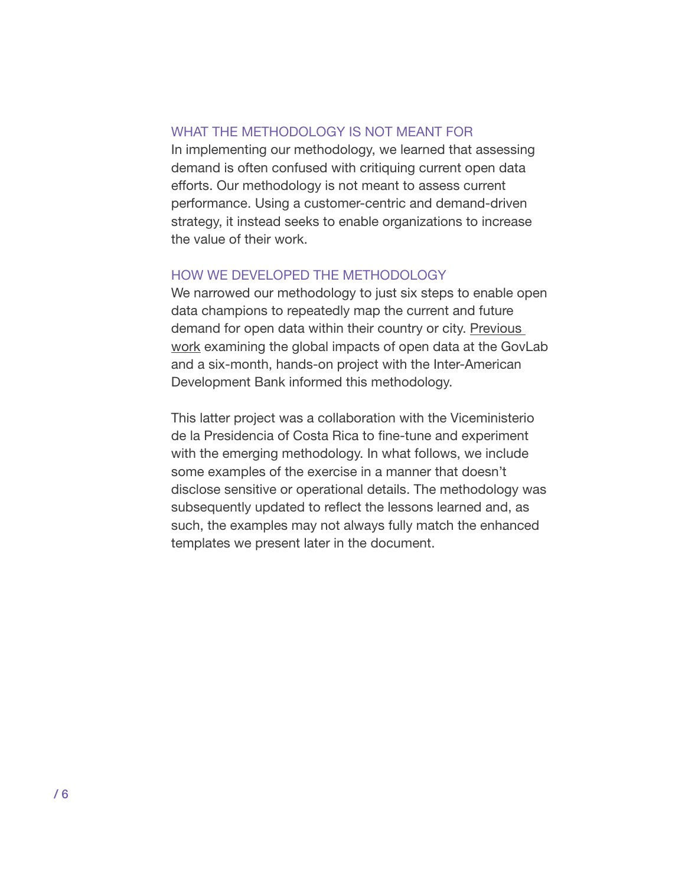## WHAT THE METHODOLOGY IS NOT MEANT FOR

In implementing our methodology, we learned that assessing demand is often confused with critiquing current open data efforts. Our methodology is not meant to assess current performance. Using a customer-centric and demand-driven strategy, it instead seeks to enable organizations to increase the value of their work.

## HOW WE DEVELOPED THE METHODOLOGY

We narrowed our methodology to just six steps to enable open data champions to repeatedly map the current and future demand for open data within their country or city. Previous work examining the global impacts of open data at the GovLab and a six-month, hands-on project with the Inter-American Development Bank informed this methodology.

This latter project was a collaboration with the Viceministerio de la Presidencia of Costa Rica to fine-tune and experiment with the emerging methodology. In what follows, we include some examples of the exercise in a manner that doesn't disclose sensitive or operational details. The methodology was subsequently updated to reflect the lessons learned and, as such, the examples may not always fully match the enhanced templates we present later in the document.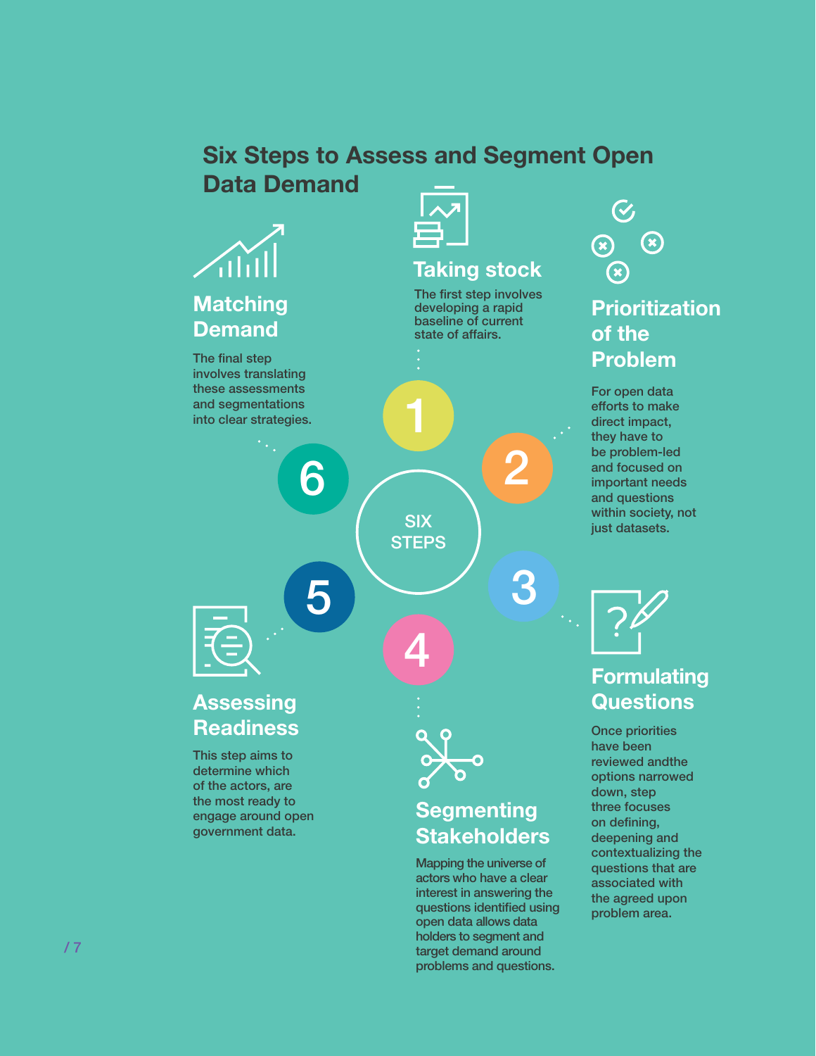# Six Steps to Assess and Segment Open Data Demand

SIX STEPS

## 1 Taking stock

The first step involves developing a rapid baseline of current state of affairs.

## 2 Prioritization of the Problem

For open data efforts to make direct impact, they have to be problem-led and focused on important needs and questions within society, not just datasets.

## 3 Formulating Questions

Once priorities have been reviewed andthe options narrowed down, step three focuses on defining, deepening and contextualizing the questions that are associated with the agreed upon problem area.

## 4 Segmenting Stakeholders

Mapping the universe of actors who have a clear interest in answering the questions identified using open data allows data holders to segment and target demand around problems and questions.

## 5 Assessing Readiness

This step aims to determine which of the actors, are the most ready to engage around open government data.

## 6 Matching Demand

The final step involves translating these assessments and segmentations into clear strategies.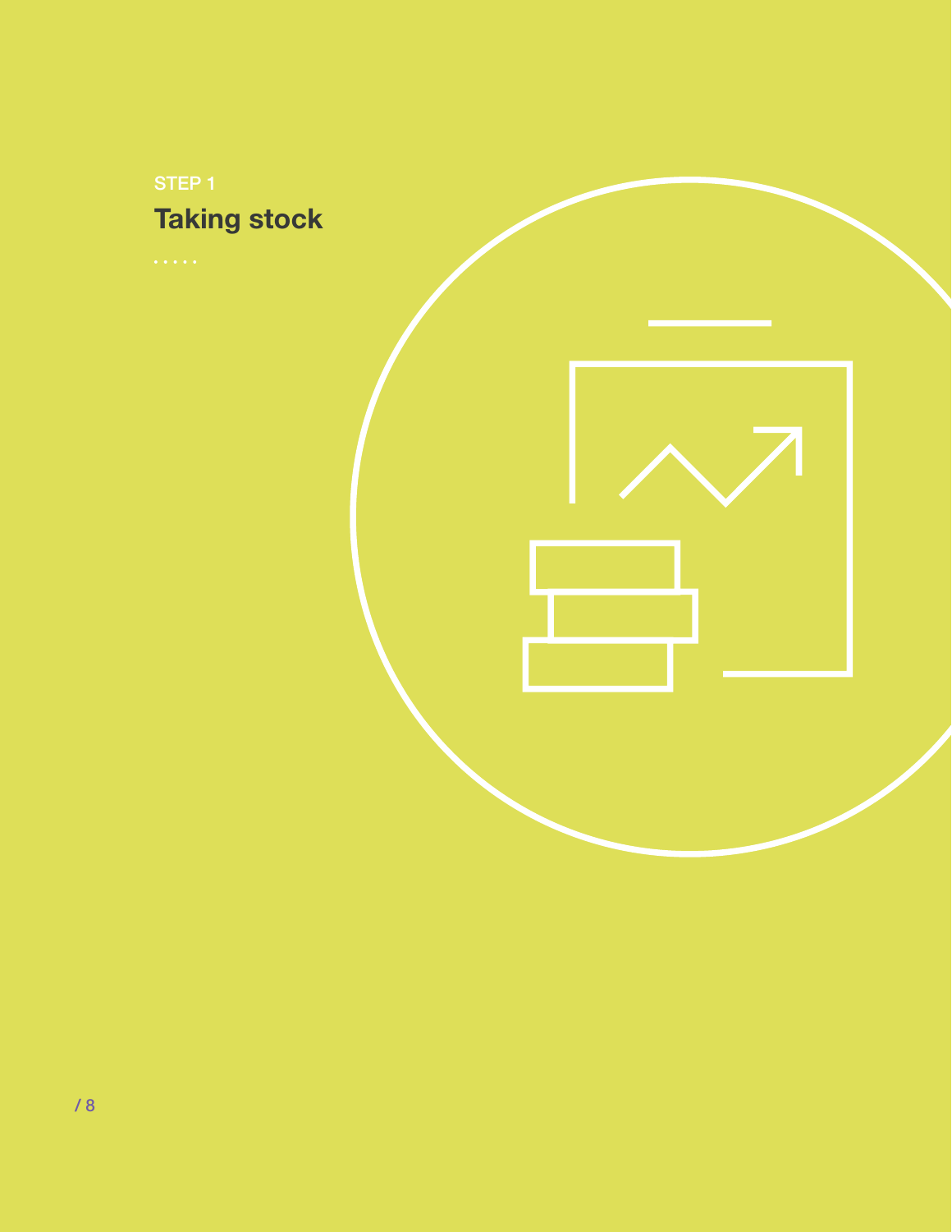STEP 1

# Taking stock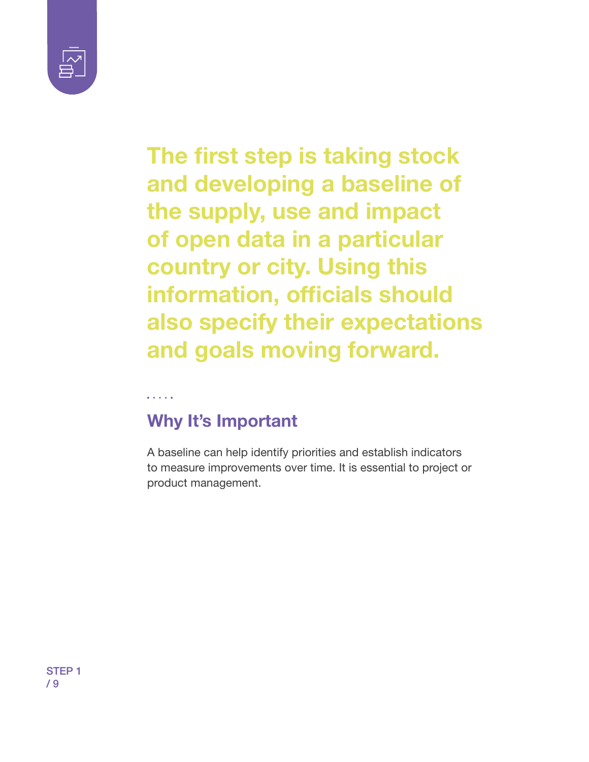**The first step is taking stock and developing a baseline of the supply, use and impact of open data in a particular country or city. Using this information, officials should also specify their expectations and goals moving forward.**

## Why It's Important

A baseline can help identify priorities and establish indicators to measure improvements over time. It is essential to project or product management.

STEP 1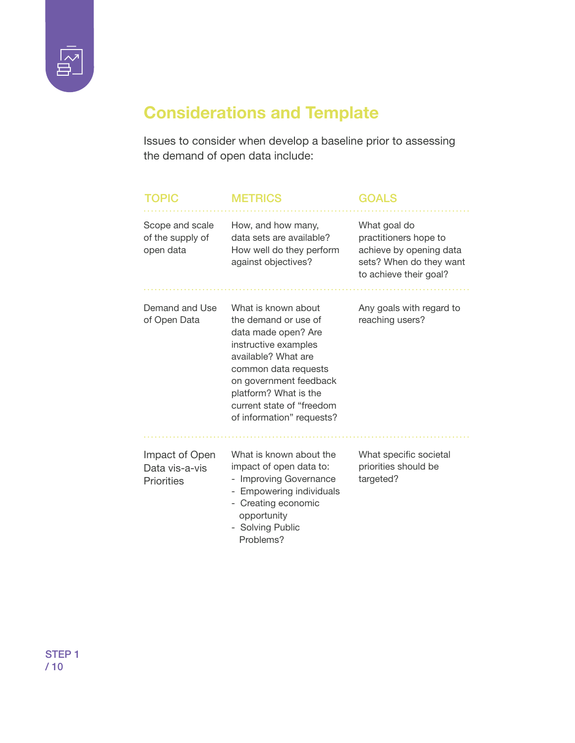## Considerations and Template

Issues to consider when develop a baseline prior to assessing the demand of open data include:

| TOPIC | METRICS | GOALS |
|---|---|---|
| Scope and scale of the supply of open data | How, and how many, data sets are available? How well do they perform against objectives? | What goal do practitioners hope to achieve by opening data sets? When do they want to achieve their goal? |
| Demand and Use of Open Data | What is known about the demand or use of data made open? Are instructive examples available? What are common data requests on government feedback platform? What is the current state of "freedom of information" requests? | Any goals with regard to reaching users? |
| Impact of Open Data vis-a-vis Priorities | What is known about the impact of open data to: - Improving Governance - Empowering individuals - Creating economic opportunity - Solving Public Problems? | What specific societal priorities should be targeted? |

STEP 1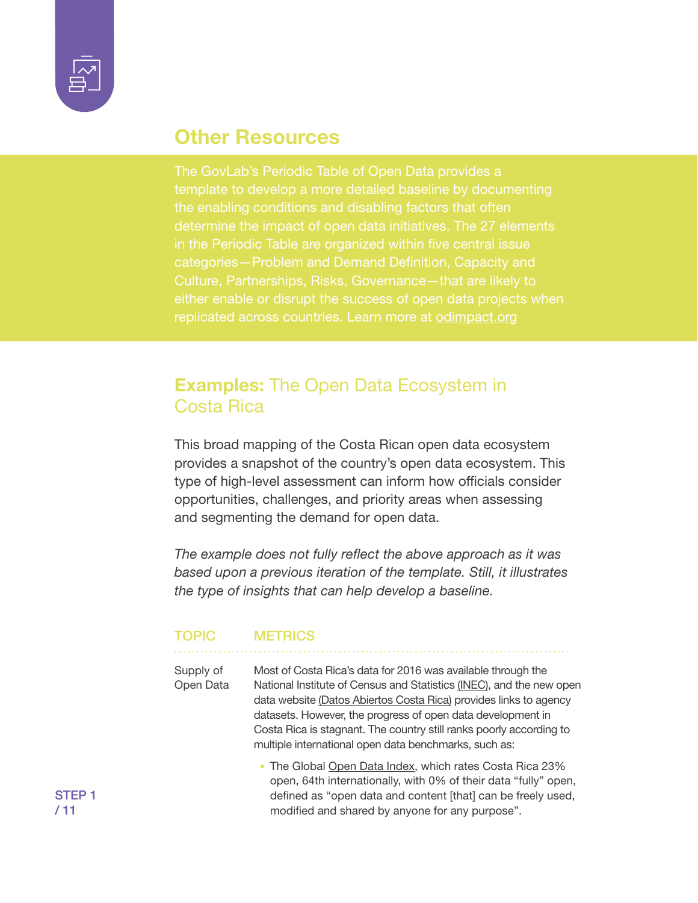## Other Resources

The GovLab's Periodic Table of Open Data provides a template to develop a more detailed baseline by documenting the enabling conditions and disabling factors that often determine the impact of open data initiatives. The 27 elements in the Periodic Table are organized within five central issue categories—Problem and Demand Definition, Capacity and Culture, Partnerships, Risks, Governance—that are likely to either enable or disrupt the success of open data projects when replicated across countries. Learn more at odimpact.org

## **Examples:** The Open Data Ecosystem in Costa Rica

This broad mapping of the Costa Rican open data ecosystem provides a snapshot of the country's open data ecosystem. This type of high-level assessment can inform how officials consider opportunities, challenges, and priority areas when assessing and segmenting the demand for open data.

*The example does not fully reflect the above approach as it was based upon a previous iteration of the template. Still, it illustrates the type of insights that can help develop a baseline.*

| TOPIC | METRICS |
|---|---|
| Supply of Open Data | Most of Costa Rica's data for 2016 was available through the National Institute of Census and Statistics (INEC), and the new open data website (Datos Abiertos Costa Rica) provides links to agency datasets. However, the progress of open data development in Costa Rica is stagnant. The country still ranks poorly according to multiple international open data benchmarks, such as:<br>• The Global Open Data Index, which rates Costa Rica 23% open, 64th internationally, with 0% of their data "fully" open, defined as "open data and content [that] can be freely used, modified and shared by anyone for any purpose". |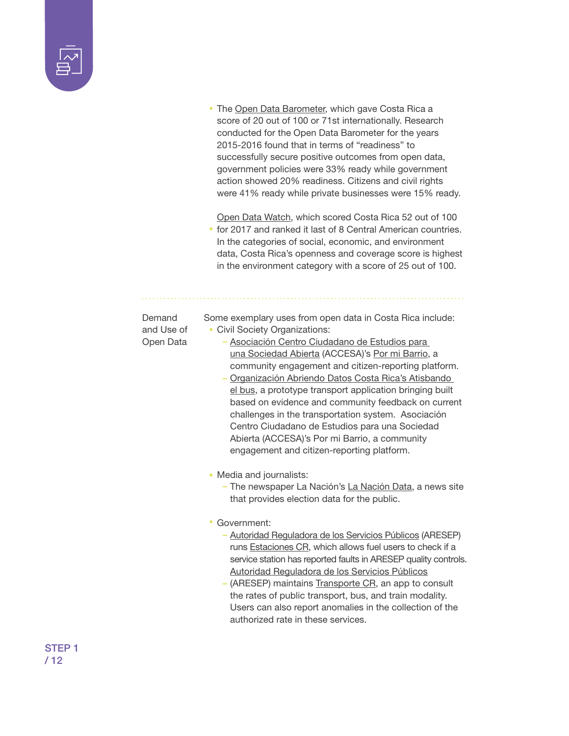- The Open Data Barometer, which gave Costa Rica a score of 20 out of 100 or 71st internationally. Research conducted for the Open Data Barometer for the years 2015-2016 found that in terms of "readiness" to successfully secure positive outcomes from open data, government policies were 33% ready while government action showed 20% readiness. Citizens and civil rights were 41% ready while private businesses were 15% ready.

- Open Data Watch, which scored Costa Rica 52 out of 100 for 2017 and ranked it last of 8 Central American countries. In the categories of social, economic, and environment data, Costa Rica's openness and coverage score is highest in the environment category with a score of 25 out of 100.

---

**Demand and Use of Open Data**

Some exemplary uses from open data in Costa Rica include:

- Civil Society Organizations:
  - Asociación Centro Ciudadano de Estudios para una Sociedad Abierta (ACCESA)'s Por mi Barrio, a community engagement and citizen-reporting platform.
  - Organización Abriendo Datos Costa Rica's Atisbando el bus, a prototype transport application bringing built based on evidence and community feedback on current challenges in the transportation system. Asociación Centro Ciudadano de Estudios para una Sociedad Abierta (ACCESA)'s Por mi Barrio, a community engagement and citizen-reporting platform.

- Media and journalists:
  - The newspaper La Nación's La Nación Data, a news site that provides election data for the public.

- Government:
  - Autoridad Reguladora de los Servicios Públicos (ARESEP) runs Estaciones CR, which allows fuel users to check if a service station has reported faults in ARESEP quality controls.
  - Autoridad Reguladora de los Servicios Públicos (ARESEP) maintains Transporte CR, an app to consult the rates of public transport, bus, and train modality. Users can also report anomalies in the collection of the authorized rate in these services.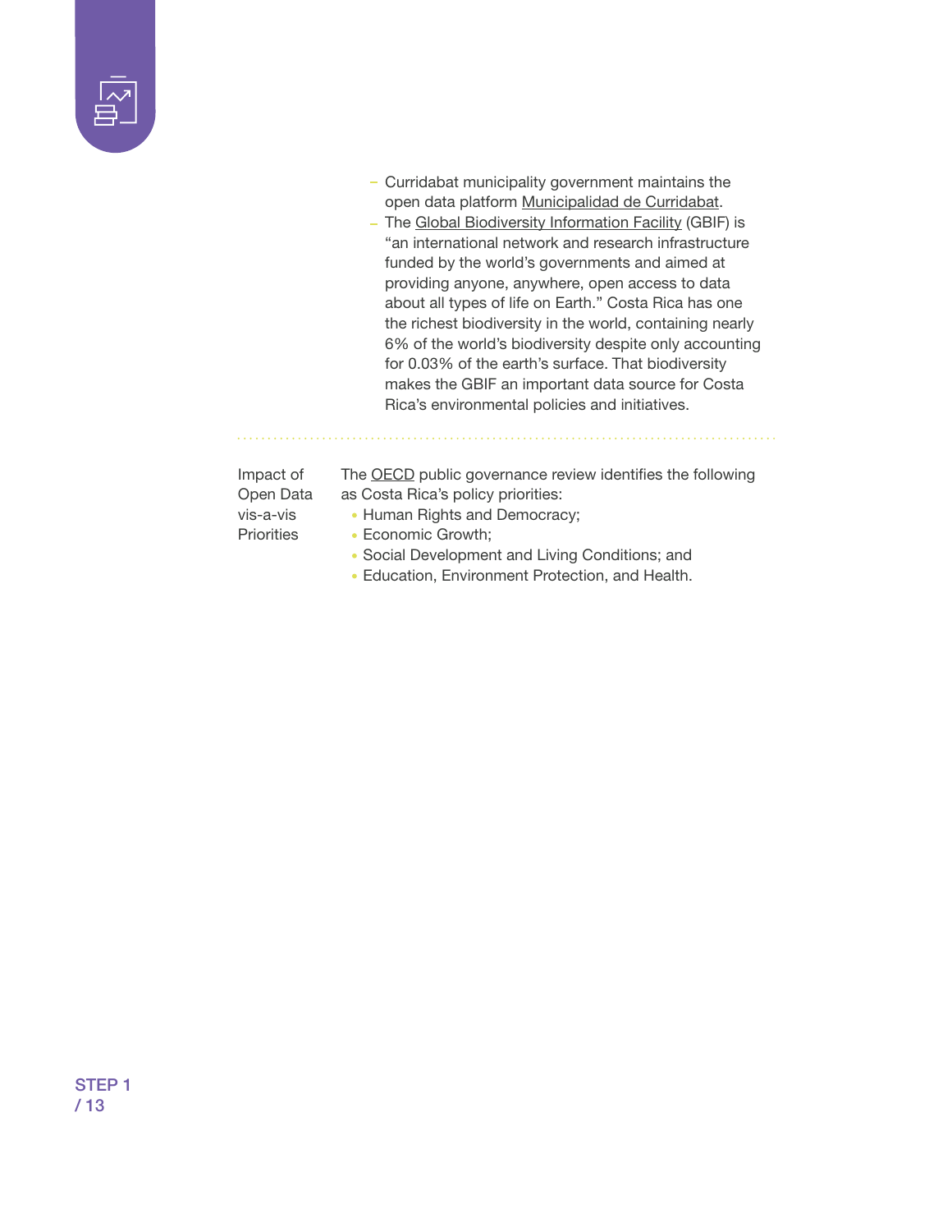- Curridabat municipality government maintains the open data platform Municipalidad de Curridabat.
- The Global Biodiversity Information Facility (GBIF) is "an international network and research infrastructure funded by the world's governments and aimed at providing anyone, anywhere, open access to data about all types of life on Earth." Costa Rica has one the richest biodiversity in the world, containing nearly 6% of the world's biodiversity despite only accounting for 0.03% of the earth's surface. That biodiversity makes the GBIF an important data source for Costa Rica's environmental policies and initiatives.

**Impact of Open Data vis-a-vis Priorities**

The OECD public governance review identifies the following as Costa Rica's policy priorities:

- Human Rights and Democracy;
- Economic Growth;
- Social Development and Living Conditions; and
- Education, Environment Protection, and Health.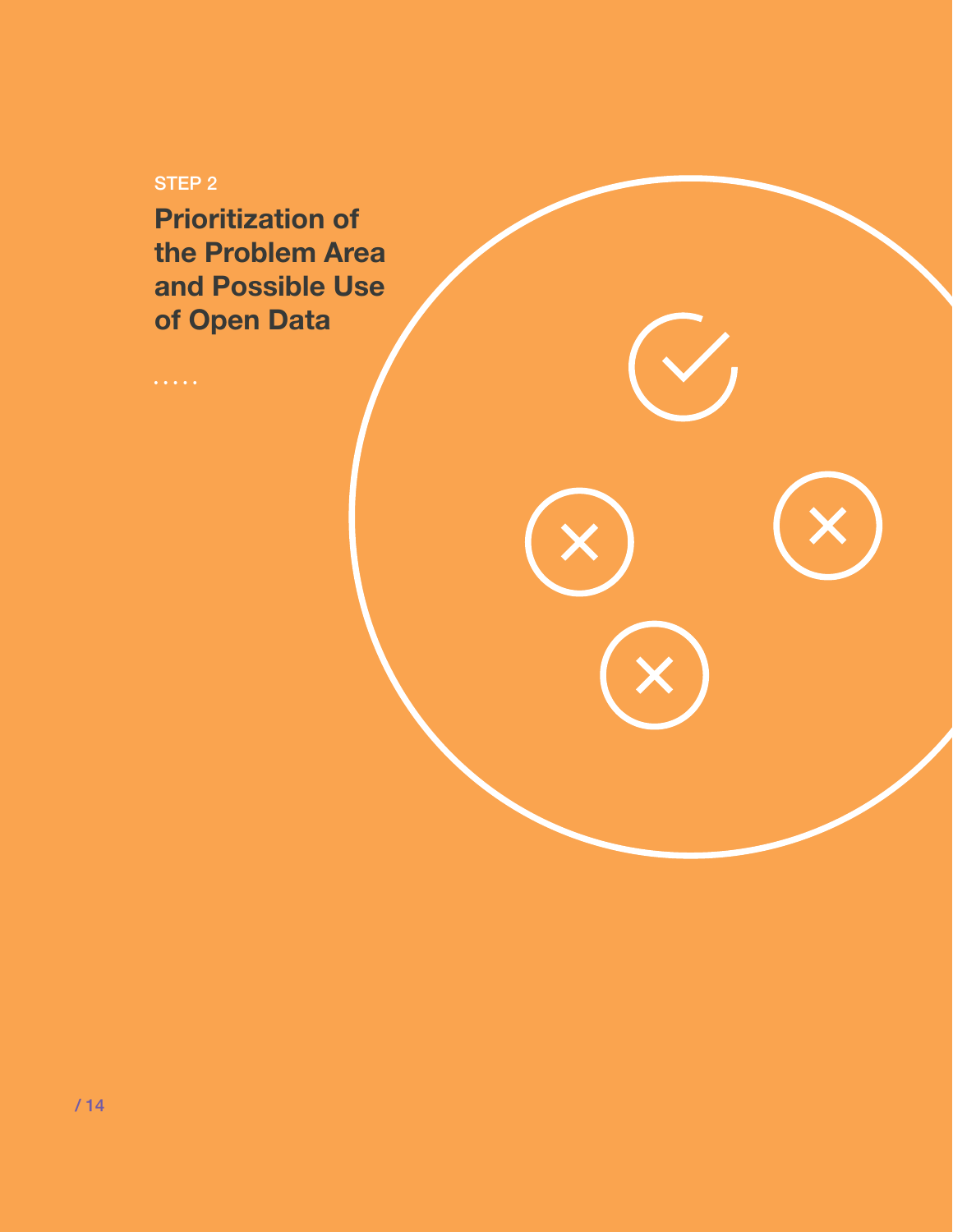STEP 2

# Prioritization of the Problem Area and Possible Use of Open Data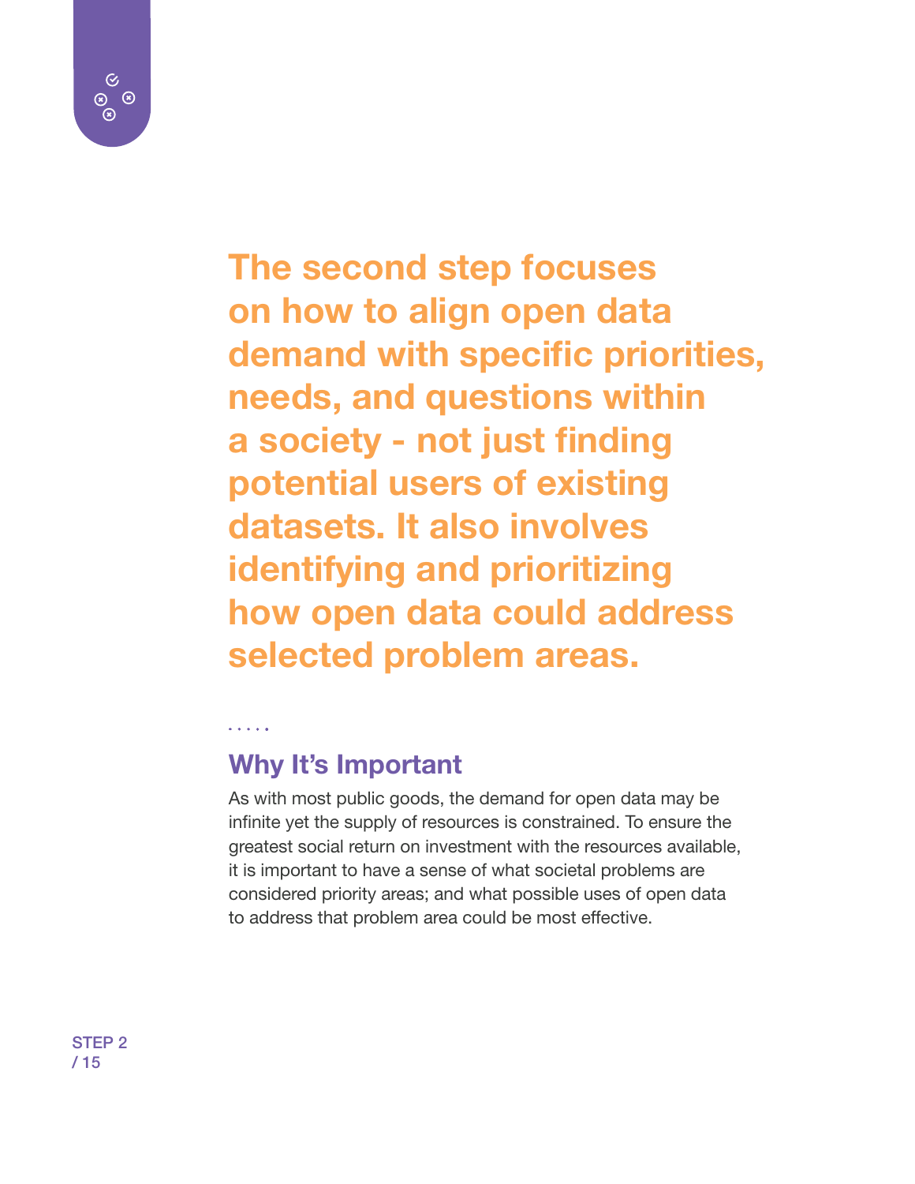**The second step focuses on how to align open data demand with specific priorities, needs, and questions within a society - not just finding potential users of existing datasets. It also involves identifying and prioritizing how open data could address selected problem areas.**

## Why It's Important

As with most public goods, the demand for open data may be infinite yet the supply of resources is constrained. To ensure the greatest social return on investment with the resources available, it is important to have a sense of what societal problems are considered priority areas; and what possible uses of open data to address that problem area could be most effective.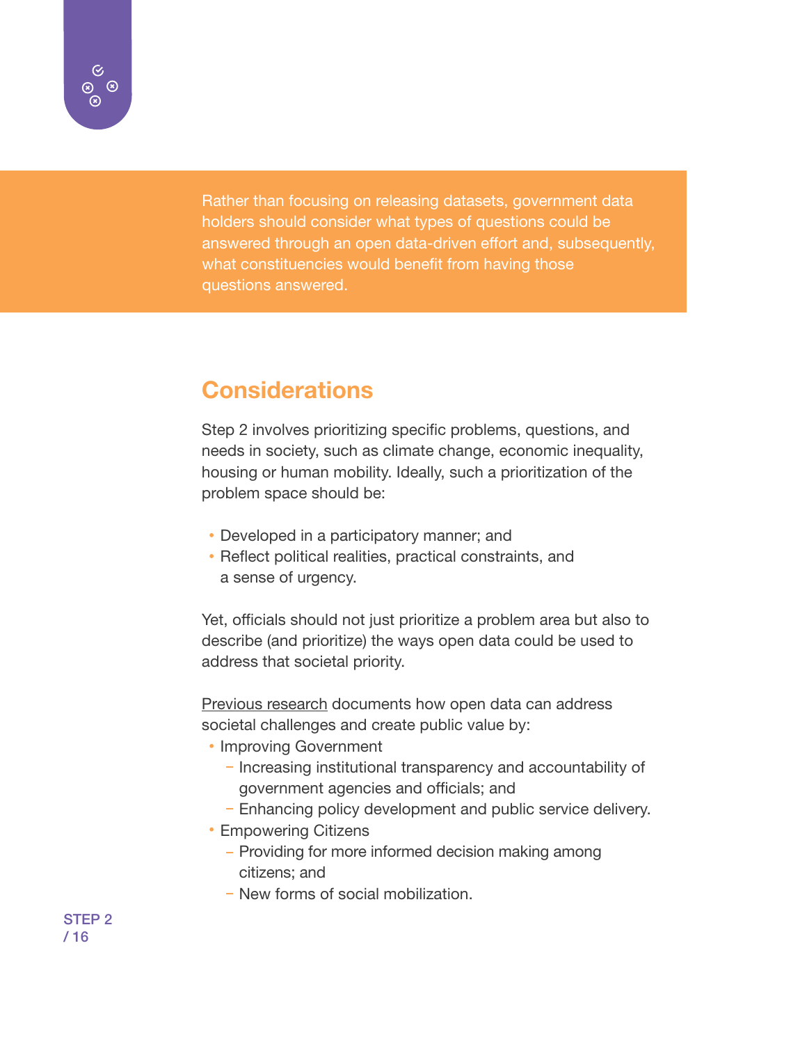Rather than focusing on releasing datasets, government data holders should consider what types of questions could be answered through an open data-driven effort and, subsequently, what constituencies would benefit from having those questions answered.

## Considerations

Step 2 involves prioritizing specific problems, questions, and needs in society, such as climate change, economic inequality, housing or human mobility. Ideally, such a prioritization of the problem space should be:

- Developed in a participatory manner; and
- Reflect political realities, practical constraints, and a sense of urgency.

Yet, officials should not just prioritize a problem area but also to describe (and prioritize) the ways open data could be used to address that societal priority.

Previous research documents how open data can address societal challenges and create public value by:

- Improving Government
  - Increasing institutional transparency and accountability of government agencies and officials; and
  - Enhancing policy development and public service delivery.
- Empowering Citizens
  - Providing for more informed decision making among citizens; and
  - New forms of social mobilization.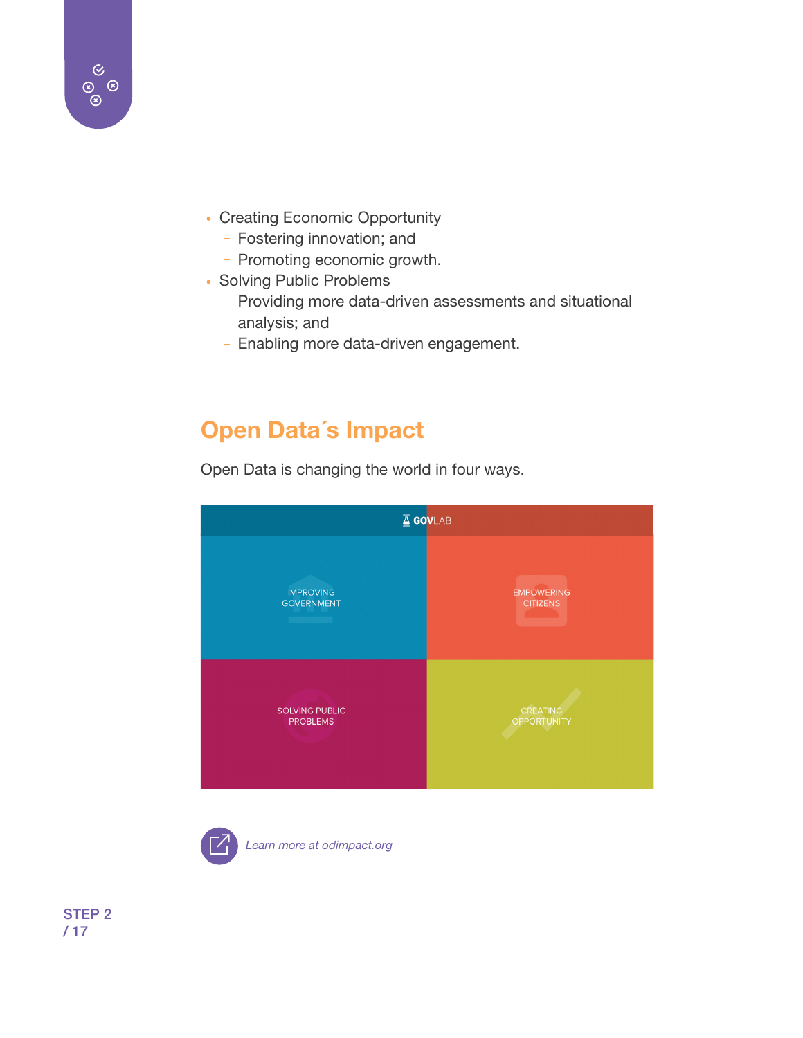- Creating Economic Opportunity
  - Fostering innovation; and
  - Promoting economic growth.
- Solving Public Problems
  - Providing more data-driven assessments and situational analysis; and
  - Enabling more data-driven engagement.

## Open Data´s Impact

Open Data is changing the world in four ways.

GOVLAB

IMPROVING GOVERNMENT

EMPOWERING CITIZENS

SOLVING PUBLIC PROBLEMS

CREATING OPPORTUNITY

*Learn more at odimpact.org*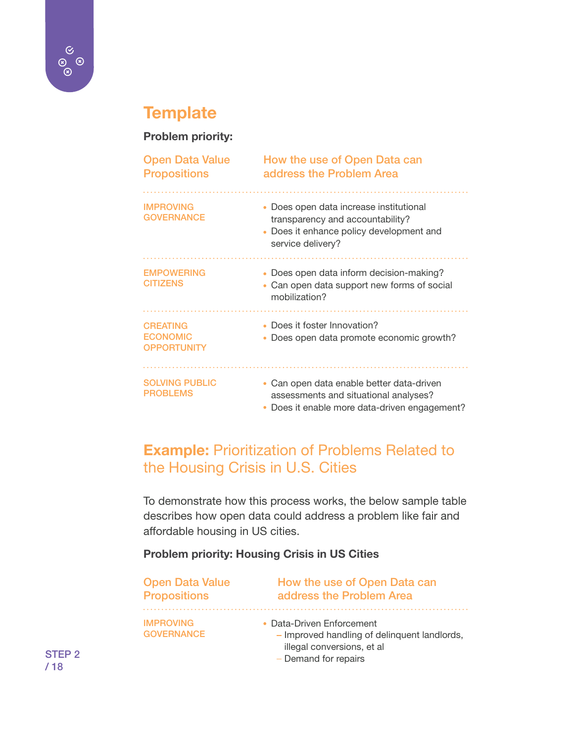## Template

**Problem priority:**

| Open Data Value Propositions | How the use of Open Data can address the Problem Area |
|---|---|
| IMPROVING GOVERNANCE | • Does open data increase institutional transparency and accountability?<br>• Does it enhance policy development and service delivery? |
| EMPOWERING CITIZENS | • Does open data inform decision-making?<br>• Can open data support new forms of social mobilization? |
| CREATING ECONOMIC OPPORTUNITY | • Does it foster Innovation?<br>• Does open data promote economic growth? |
| SOLVING PUBLIC PROBLEMS | • Can open data enable better data-driven assessments and situational analyses?<br>• Does it enable more data-driven engagement? |

## **Example:** Prioritization of Problems Related to the Housing Crisis in U.S. Cities

To demonstrate how this process works, the below sample table describes how open data could address a problem like fair and affordable housing in US cities.

**Problem priority: Housing Crisis in US Cities**

| Open Data Value Propositions | How the use of Open Data can address the Problem Area |
|---|---|
| IMPROVING GOVERNANCE | • Data-Driven Enforcement<br>– Improved handling of delinquent landlords, illegal conversions, et al<br>– Demand for repairs |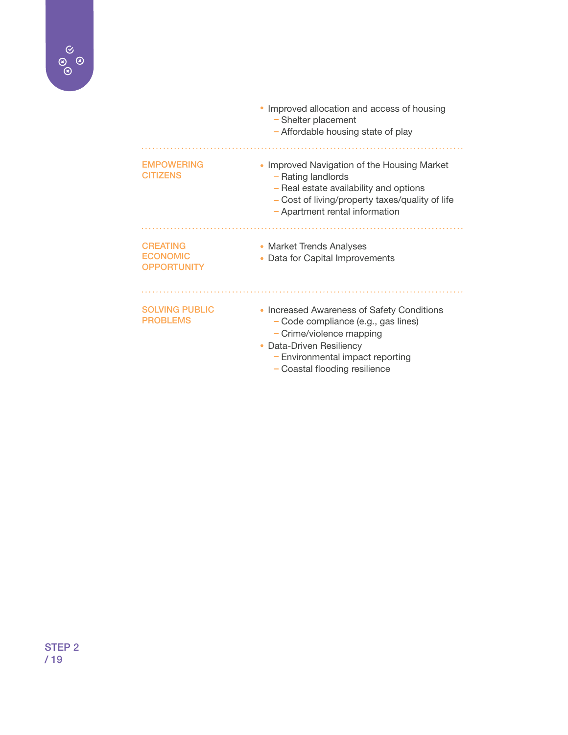- Improved allocation and access of housing
  - Shelter placement
  - Affordable housing state of play

**EMPOWERING CITIZENS**

- Improved Navigation of the Housing Market
  - Rating landlords
  - Real estate availability and options
  - Cost of living/property taxes/quality of life
  - Apartment rental information

**CREATING ECONOMIC OPPORTUNITY**

- Market Trends Analyses
- Data for Capital Improvements

**SOLVING PUBLIC PROBLEMS**

- Increased Awareness of Safety Conditions
  - Code compliance (e.g., gas lines)
  - Crime/violence mapping
- Data-Driven Resiliency
  - Environmental impact reporting
  - Coastal flooding resilience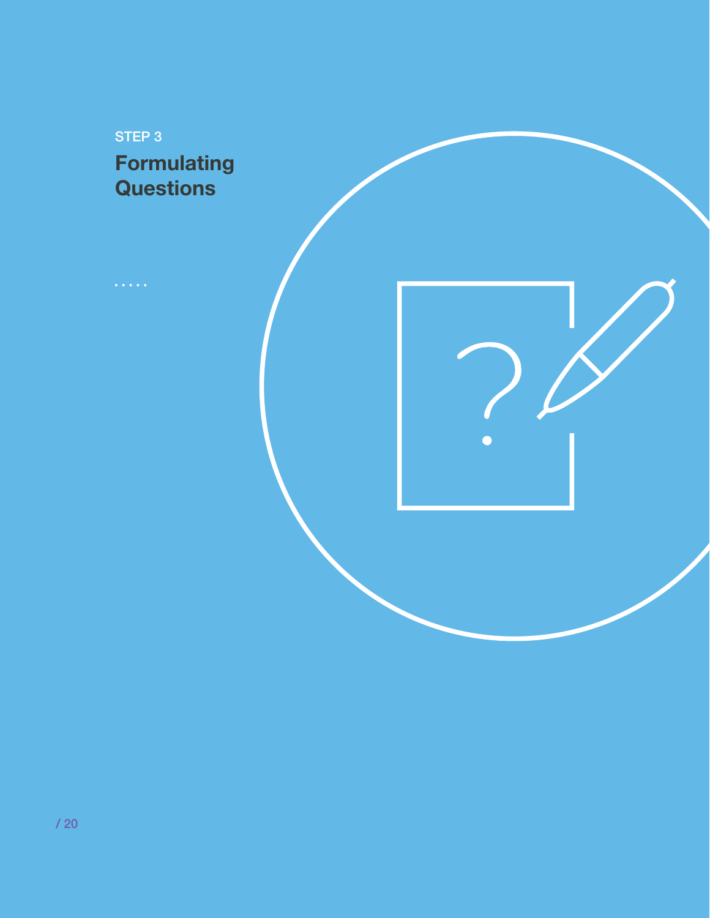STEP 3

# Formulating Questions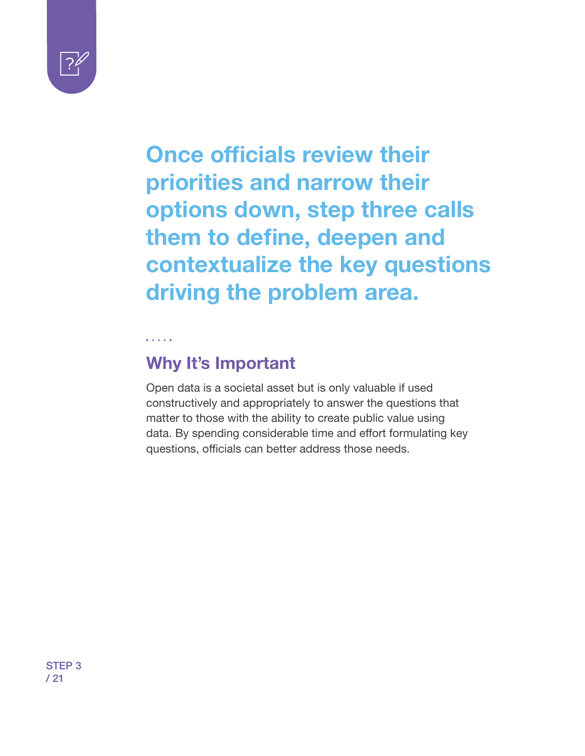**Once officials review their priorities and narrow their options down, step three calls them to define, deepen and contextualize the key questions driving the problem area.**

## Why It's Important

Open data is a societal asset but is only valuable if used constructively and appropriately to answer the questions that matter to those with the ability to create public value using data. By spending considerable time and effort formulating key questions, officials can better address those needs.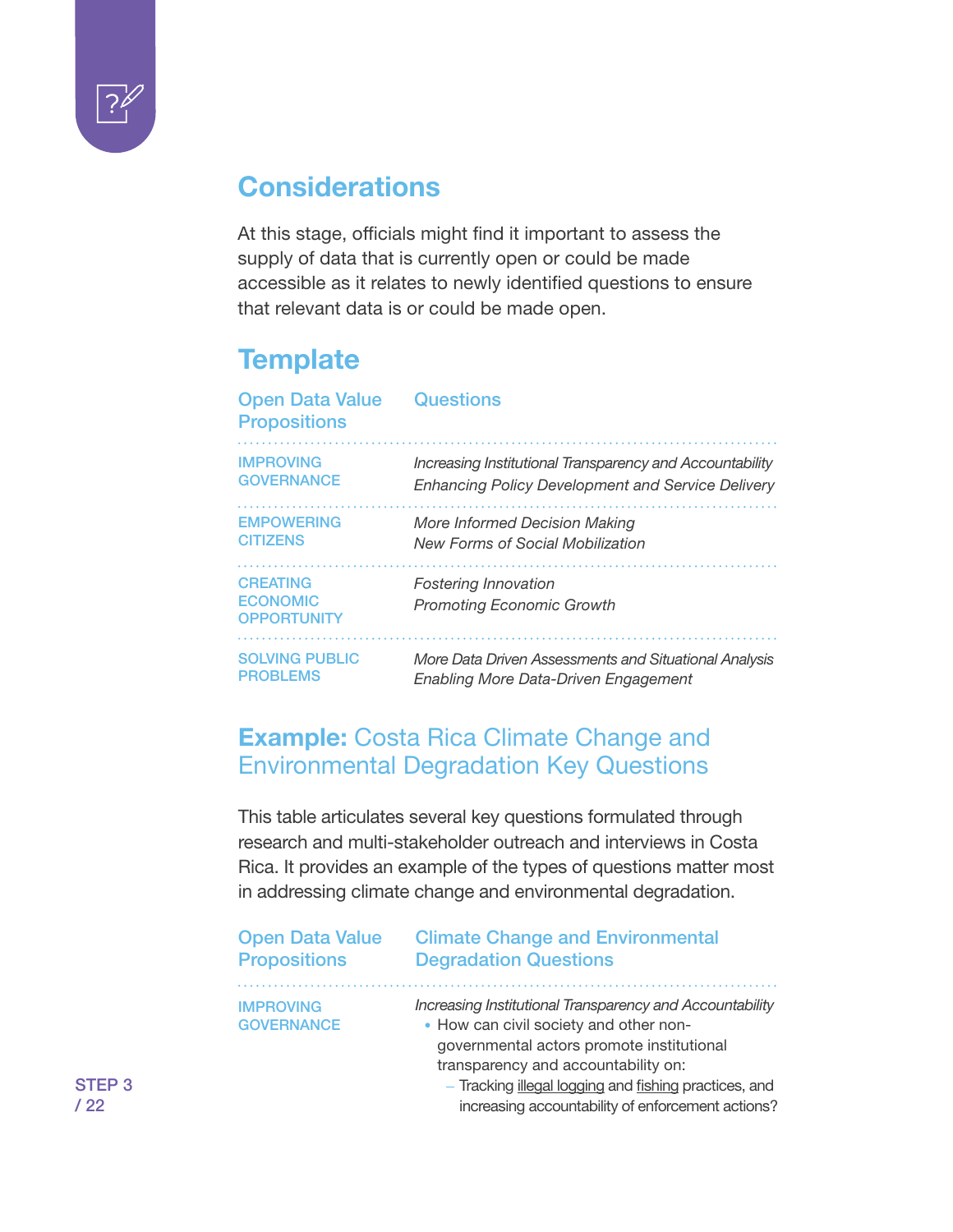## Considerations

At this stage, officials might find it important to assess the supply of data that is currently open or could be made accessible as it relates to newly identified questions to ensure that relevant data is or could be made open.

## Template

| Open Data Value Propositions | Questions |
|---|---|
| IMPROVING GOVERNANCE | *Increasing Institutional Transparency and Accountability*<br>*Enhancing Policy Development and Service Delivery* |
| EMPOWERING CITIZENS | *More Informed Decision Making*<br>*New Forms of Social Mobilization* |
| CREATING ECONOMIC OPPORTUNITY | *Fostering Innovation*<br>*Promoting Economic Growth* |
| SOLVING PUBLIC PROBLEMS | *More Data Driven Assessments and Situational Analysis*<br>*Enabling More Data-Driven Engagement* |

## **Example:** Costa Rica Climate Change and Environmental Degradation Key Questions

This table articulates several key questions formulated through research and multi-stakeholder outreach and interviews in Costa Rica. It provides an example of the types of questions matter most in addressing climate change and environmental degradation.

| Open Data Value Propositions | Climate Change and Environmental Degradation Questions |
|---|---|
| IMPROVING GOVERNANCE | *Increasing Institutional Transparency and Accountability*<br>• How can civil society and other non-governmental actors promote institutional transparency and accountability on:<br>– Tracking illegal logging and fishing practices, and increasing accountability of enforcement actions? |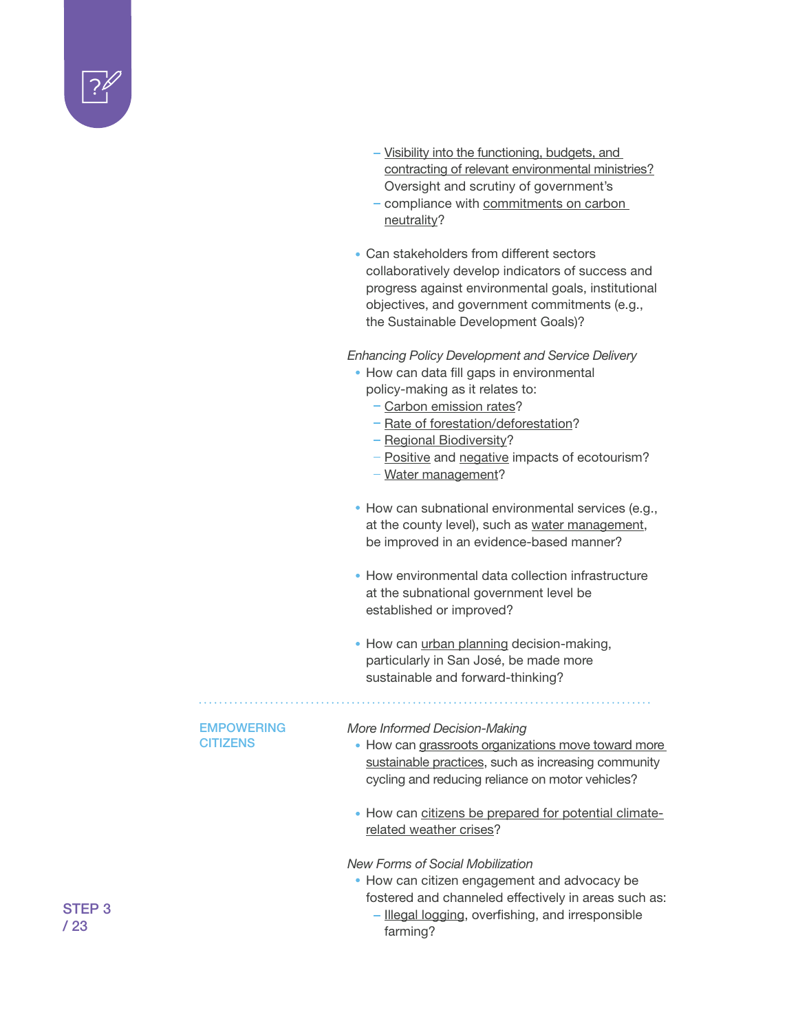- Visibility into the functioning, budgets, and contracting of relevant environmental ministries? Oversight and scrutiny of government's
  - compliance with commitments on carbon neutrality?

- Can stakeholders from different sectors collaboratively develop indicators of success and progress against environmental goals, institutional objectives, and government commitments (e.g., the Sustainable Development Goals)?

*Enhancing Policy Development and Service Delivery*

- How can data fill gaps in environmental policy-making as it relates to:
  - Carbon emission rates?
  - Rate of forestation/deforestation?
  - Regional Biodiversity?
  - Positive and negative impacts of ecotourism?
  - Water management?

- How can subnational environmental services (e.g., at the county level), such as water management, be improved in an evidence-based manner?

- How environmental data collection infrastructure at the subnational government level be established or improved?

- How can urban planning decision-making, particularly in San José, be made more sustainable and forward-thinking?

## EMPOWERING CITIZENS

*More Informed Decision-Making*

- How can grassroots organizations move toward more sustainable practices, such as increasing community cycling and reducing reliance on motor vehicles?

- How can citizens be prepared for potential climate-related weather crises?

*New Forms of Social Mobilization*

- How can citizen engagement and advocacy be fostered and channeled effectively in areas such as:
  - Illegal logging, overfishing, and irresponsible farming?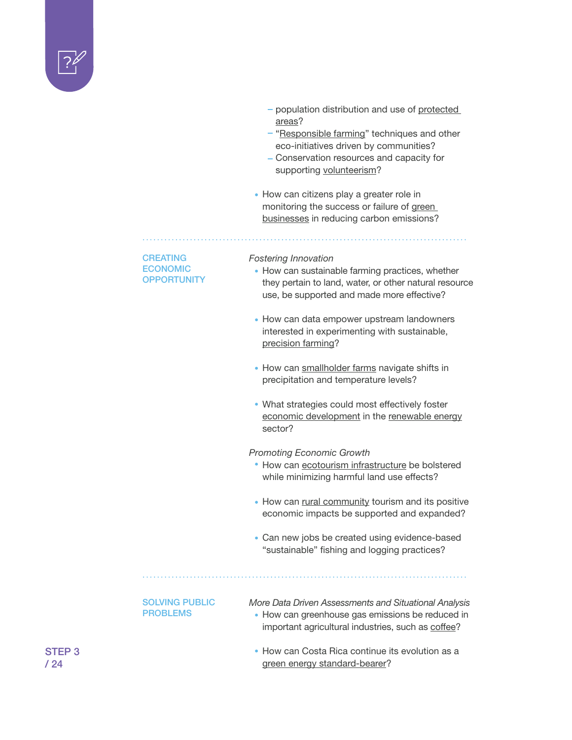- population distribution and use of protected areas?
- "Responsible farming" techniques and other eco-initiatives driven by communities?
- Conservation resources and capacity for supporting volunteerism?

- How can citizens play a greater role in monitoring the success or failure of green businesses in reducing carbon emissions?

---

### CREATING ECONOMIC OPPORTUNITY

*Fostering Innovation*

- How can sustainable farming practices, whether they pertain to land, water, or other natural resource use, be supported and made more effective?

- How can data empower upstream landowners interested in experimenting with sustainable, precision farming?

- How can smallholder farms navigate shifts in precipitation and temperature levels?

- What strategies could most effectively foster economic development in the renewable energy sector?

*Promoting Economic Growth*

- How can ecotourism infrastructure be bolstered while minimizing harmful land use effects?

- How can rural community tourism and its positive economic impacts be supported and expanded?

- Can new jobs be created using evidence-based "sustainable" fishing and logging practices?

---

### SOLVING PUBLIC PROBLEMS

*More Data Driven Assessments and Situational Analysis*

- How can greenhouse gas emissions be reduced in important agricultural industries, such as coffee?

- How can Costa Rica continue its evolution as a green energy standard-bearer?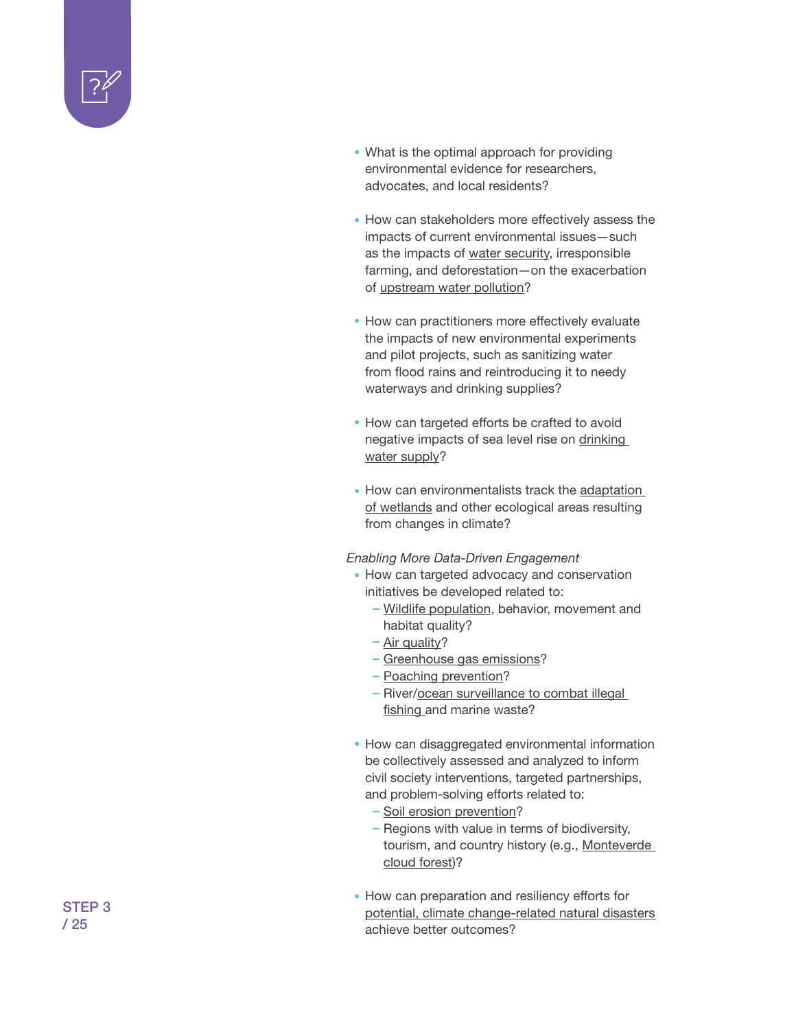- What is the optimal approach for providing environmental evidence for researchers, advocates, and local residents?

- How can stakeholders more effectively assess the impacts of current environmental issues—such as the impacts of water security, irresponsible farming, and deforestation—on the exacerbation of upstream water pollution?

- How can practitioners more effectively evaluate the impacts of new environmental experiments and pilot projects, such as sanitizing water from flood rains and reintroducing it to needy waterways and drinking supplies?

- How can targeted efforts be crafted to avoid negative impacts of sea level rise on drinking water supply?

- How can environmentalists track the adaptation of wetlands and other ecological areas resulting from changes in climate?

*Enabling More Data-Driven Engagement*

- How can targeted advocacy and conservation initiatives be developed related to:
  - Wildlife population, behavior, movement and habitat quality?
  - Air quality?
  - Greenhouse gas emissions?
  - Poaching prevention?
  - River/ocean surveillance to combat illegal fishing and marine waste?

- How can disaggregated environmental information be collectively assessed and analyzed to inform civil society interventions, targeted partnerships, and problem-solving efforts related to:
  - Soil erosion prevention?
  - Regions with value in terms of biodiversity, tourism, and country history (e.g., Monteverde cloud forest)?

- How can preparation and resiliency efforts for potential, climate change-related natural disasters achieve better outcomes?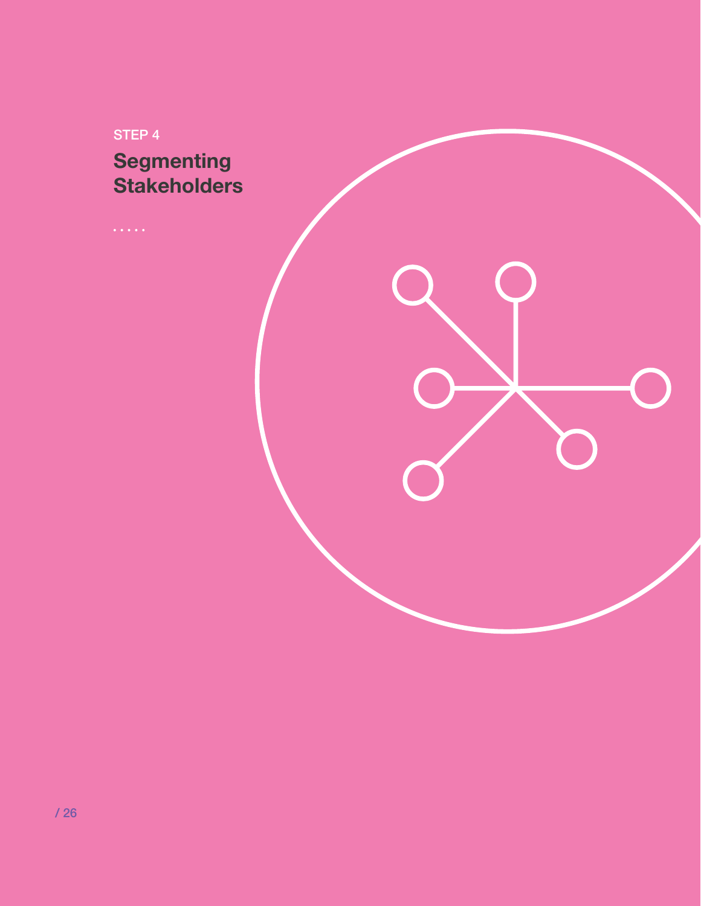STEP 4

# Segmenting Stakeholders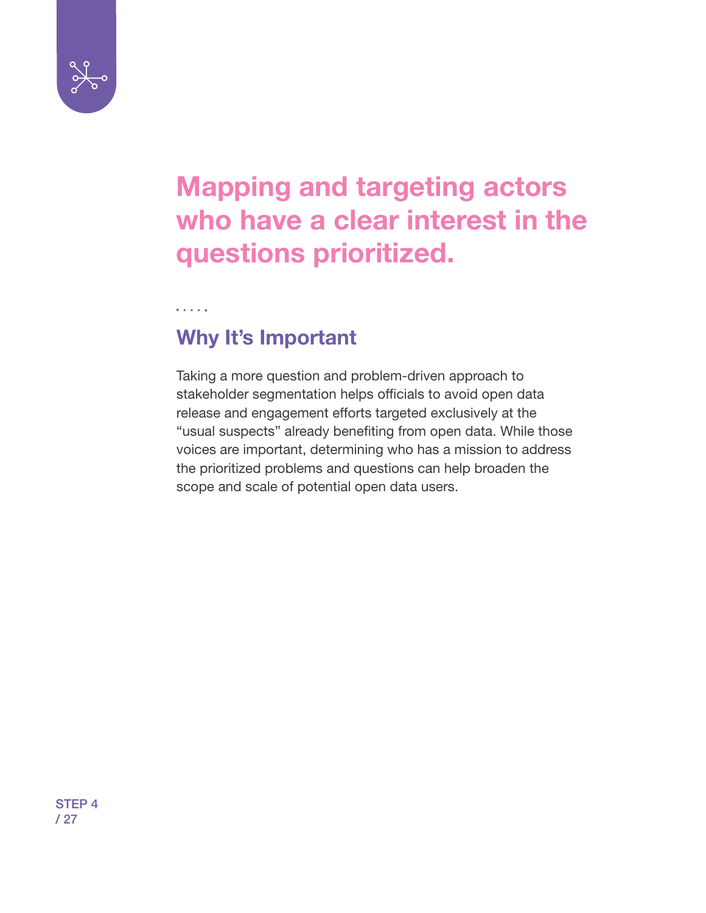# Mapping and targeting actors who have a clear interest in the questions prioritized.

## Why It's Important

Taking a more question and problem-driven approach to stakeholder segmentation helps officials to avoid open data release and engagement efforts targeted exclusively at the "usual suspects" already benefiting from open data. While those voices are important, determining who has a mission to address the prioritized problems and questions can help broaden the scope and scale of potential open data users.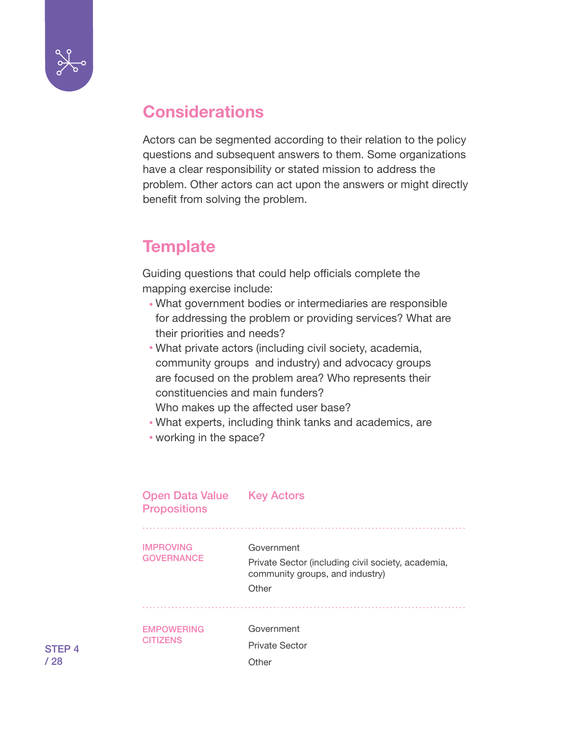## Considerations

Actors can be segmented according to their relation to the policy questions and subsequent answers to them. Some organizations have a clear responsibility or stated mission to address the problem. Other actors can act upon the answers or might directly benefit from solving the problem.

## Template

Guiding questions that could help officials complete the mapping exercise include:

- What government bodies or intermediaries are responsible for addressing the problem or providing services? What are their priorities and needs?
- What private actors (including civil society, academia, community groups and industry) and advocacy groups are focused on the problem area? Who represents their constituencies and main funders? Who makes up the affected user base?
- What experts, including think tanks and academics, are
- working in the space?

| Open Data Value Propositions | Key Actors |
|---|---|
| IMPROVING GOVERNANCE | Government<br>Private Sector (including civil society, academia, community groups, and industry)<br>Other |
| EMPOWERING CITIZENS | Government<br>Private Sector<br>Other |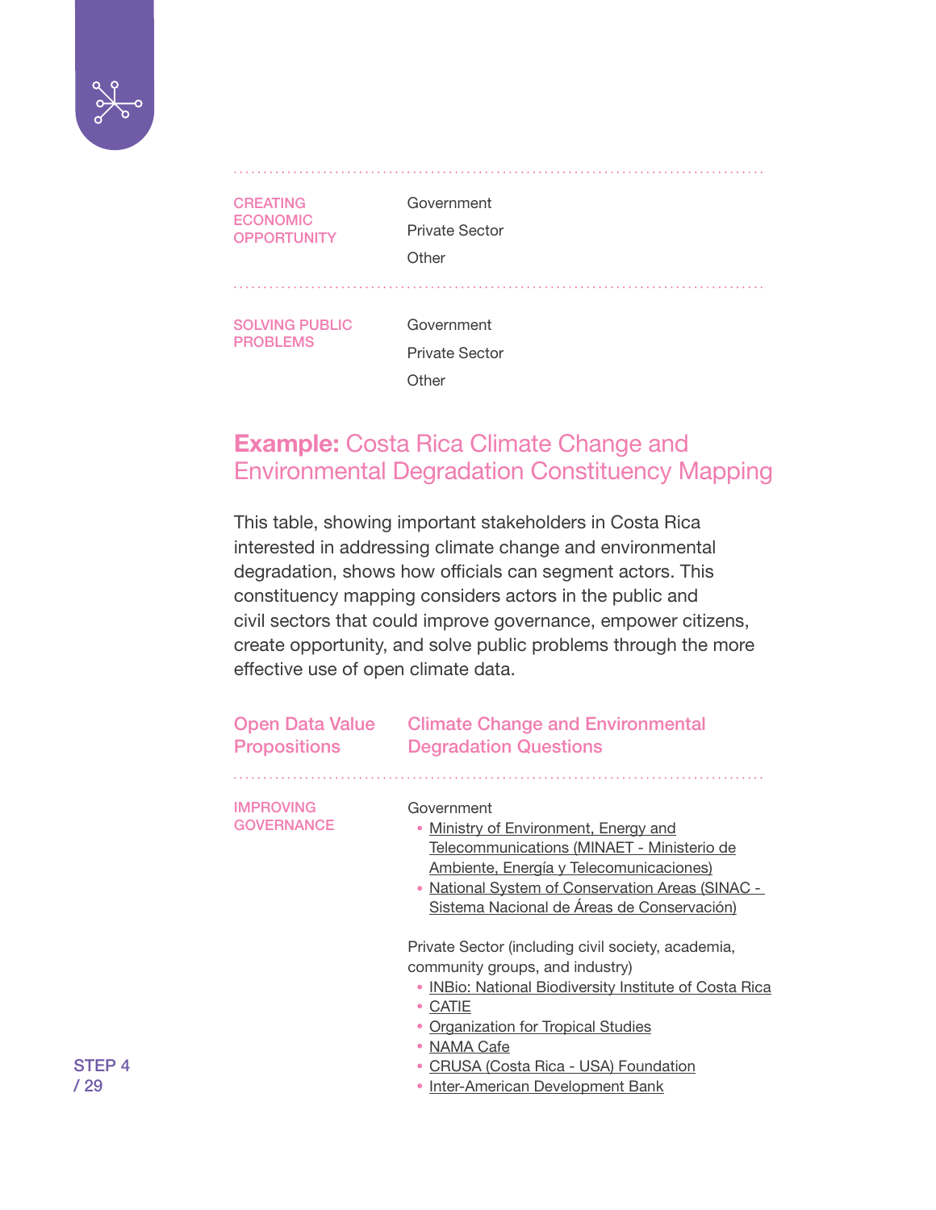| | |
|---|---|
| CREATING ECONOMIC OPPORTUNITY | Government<br>Private Sector<br>Other |
| SOLVING PUBLIC PROBLEMS | Government<br>Private Sector<br>Other |

## **Example:** Costa Rica Climate Change and Environmental Degradation Constituency Mapping

This table, showing important stakeholders in Costa Rica interested in addressing climate change and environmental degradation, shows how officials can segment actors. This constituency mapping considers actors in the public and civil sectors that could improve governance, empower citizens, create opportunity, and solve public problems through the more effective use of open climate data.

| Open Data Value Propositions | Climate Change and Environmental Degradation Questions |
|---|---|
| IMPROVING GOVERNANCE | Government<br>• Ministry of Environment, Energy and Telecommunications (MINAET - Ministerio de Ambiente, Energía y Telecomunicaciones)<br>• National System of Conservation Areas (SINAC - Sistema Nacional de Áreas de Conservación)<br><br>Private Sector (including civil society, academia, community groups, and industry)<br>• INBio: National Biodiversity Institute of Costa Rica<br>• CATIE<br>• Organization for Tropical Studies<br>• NAMA Cafe<br>• CRUSA (Costa Rica - USA) Foundation<br>• Inter-American Development Bank |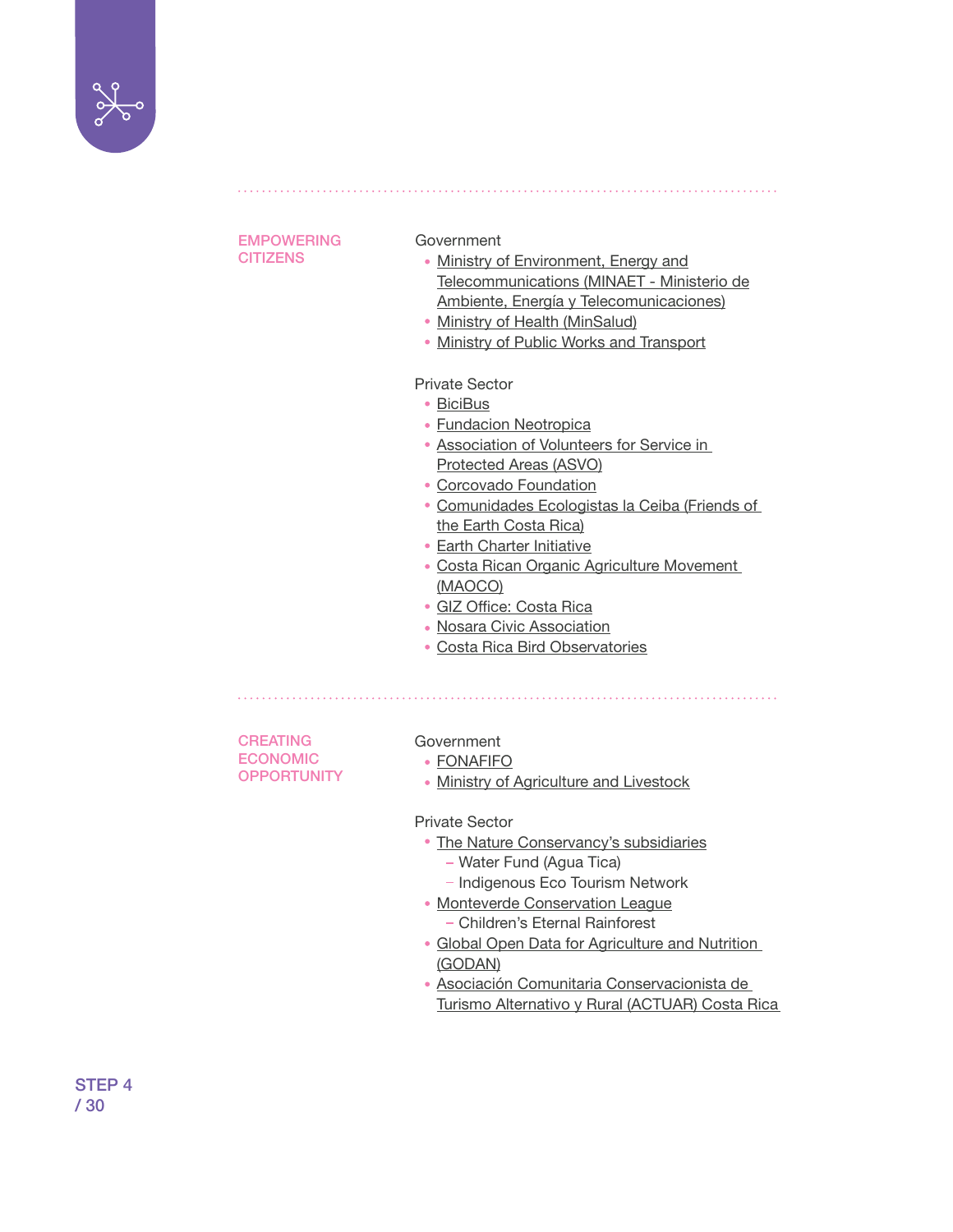## EMPOWERING CITIZENS

Government

- Ministry of Environment, Energy and Telecommunications (MINAET - Ministerio de Ambiente, Energía y Telecomunicaciones)
- Ministry of Health (MinSalud)
- Ministry of Public Works and Transport

Private Sector

- BiciBus
- Fundacion Neotropica
- Association of Volunteers for Service in Protected Areas (ASVO)
- Corcovado Foundation
- Comunidades Ecologistas la Ceiba (Friends of the Earth Costa Rica)
- Earth Charter Initiative
- Costa Rican Organic Agriculture Movement (MAOCO)
- GIZ Office: Costa Rica
- Nosara Civic Association
- Costa Rica Bird Observatories

## CREATING ECONOMIC OPPORTUNITY

Government

- FONAFIFO
- Ministry of Agriculture and Livestock

Private Sector

- The Nature Conservancy's subsidiaries
  - Water Fund (Agua Tica)
  - Indigenous Eco Tourism Network
- Monteverde Conservation League
  - Children's Eternal Rainforest
- Global Open Data for Agriculture and Nutrition (GODAN)
- Asociación Comunitaria Conservacionista de Turismo Alternativo y Rural (ACTUAR) Costa Rica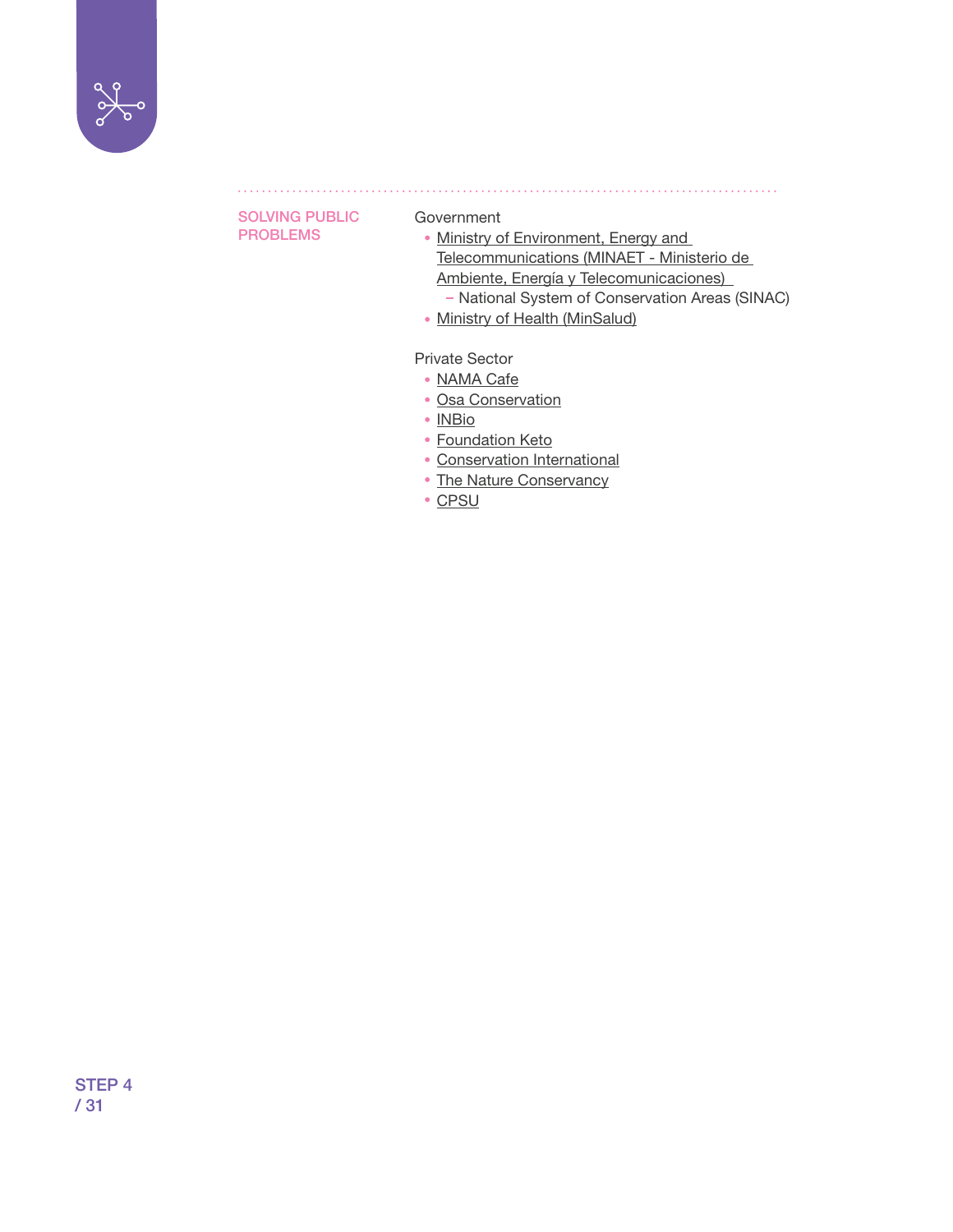SOLVING PUBLIC PROBLEMS

Government

- Ministry of Environment, Energy and Telecommunications (MINAET - Ministerio de Ambiente, Energía y Telecomunicaciones)
  - National System of Conservation Areas (SINAC)
- Ministry of Health (MinSalud)

Private Sector

- NAMA Cafe
- Osa Conservation
- INBio
- Foundation Keto
- Conservation International
- The Nature Conservancy
- CPSU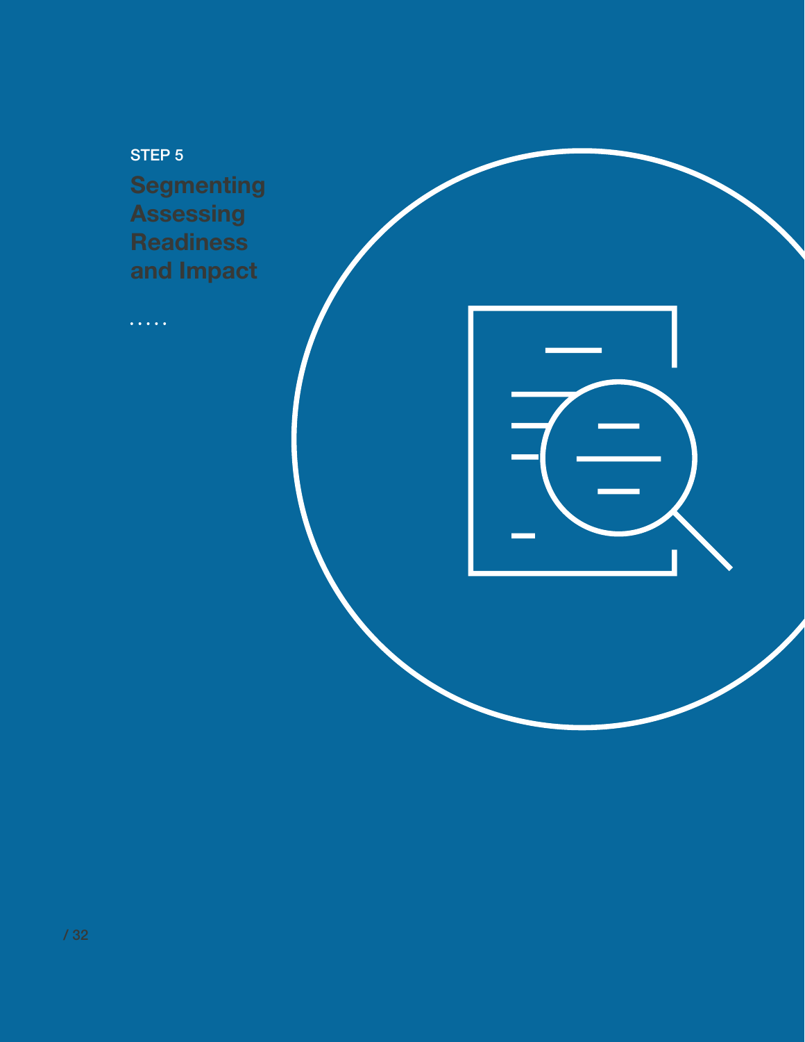STEP 5

# Segmenting Assessing Readiness and Impact

.....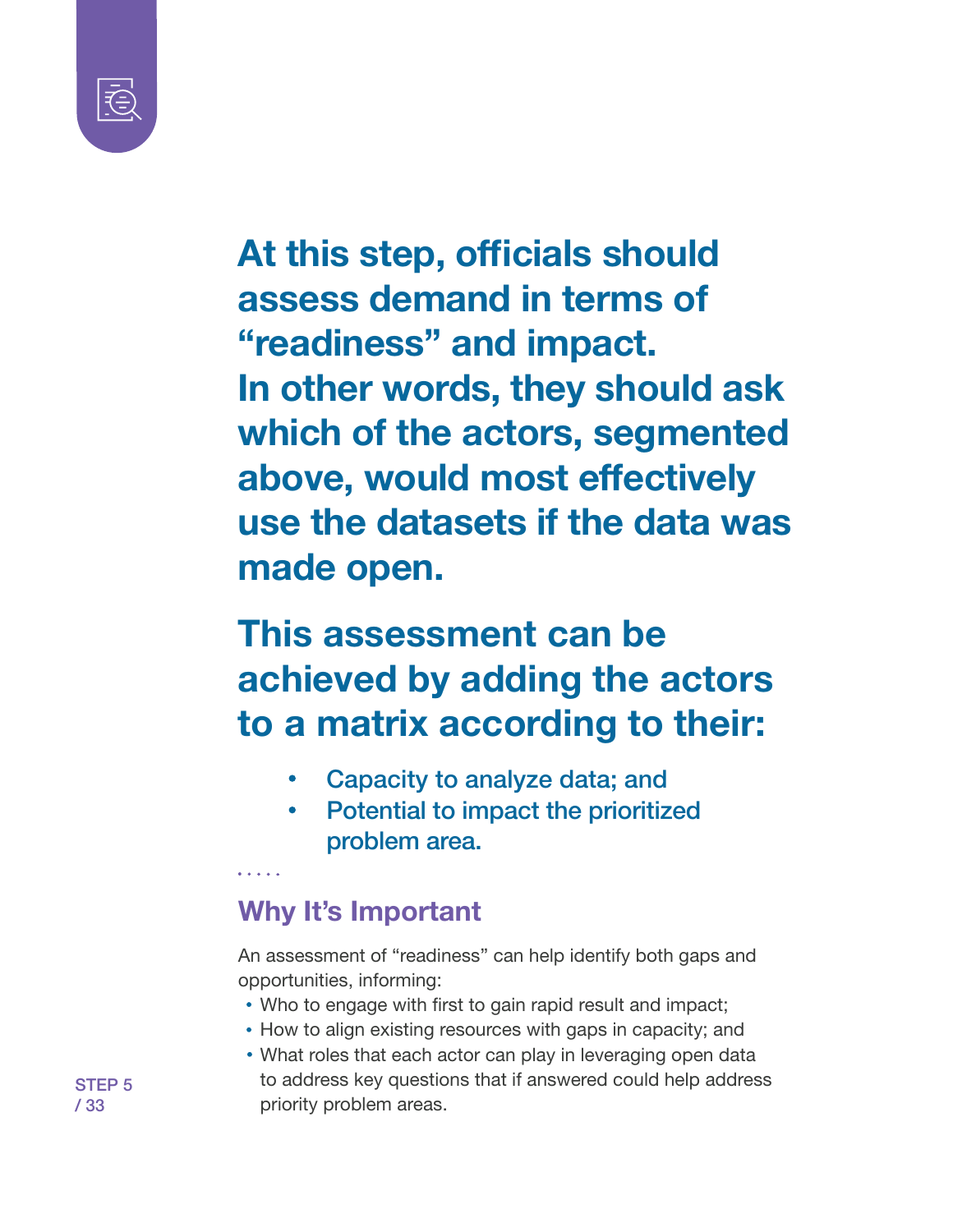**At this step, officials should assess demand in terms of “readiness” and impact. In other words, they should ask which of the actors, segmented above, would most effectively use the datasets if the data was made open.**

**This assessment can be achieved by adding the actors to a matrix according to their:**

- Capacity to analyze data; and
- Potential to impact the prioritized problem area.

## Why It’s Important

An assessment of “readiness” can help identify both gaps and opportunities, informing:

- Who to engage with first to gain rapid result and impact;
- How to align existing resources with gaps in capacity; and
- What roles that each actor can play in leveraging open data to address key questions that if answered could help address priority problem areas.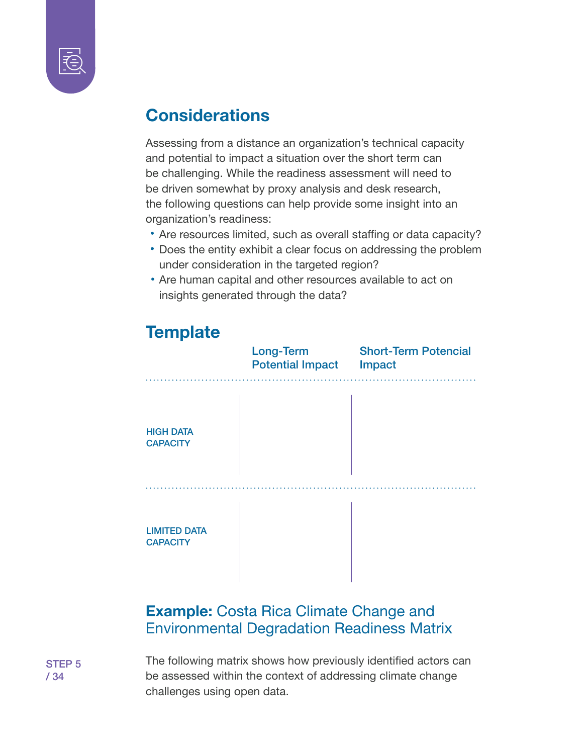## Considerations

Assessing from a distance an organization's technical capacity and potential to impact a situation over the short term can be challenging. While the readiness assessment will need to be driven somewhat by proxy analysis and desk research, the following questions can help provide some insight into an organization's readiness:

- Are resources limited, such as overall staffing or data capacity?
- Does the entity exhibit a clear focus on addressing the problem under consideration in the targeted region?
- Are human capital and other resources available to act on insights generated through the data?

## Template

| | Long-Term Potential Impact | Short-Term Potencial Impact |
|---|---|---|
| HIGH DATA CAPACITY | | |
| LIMITED DATA CAPACITY | | |

### **Example:** Costa Rica Climate Change and Environmental Degradation Readiness Matrix

The following matrix shows how previously identified actors can be assessed within the context of addressing climate change challenges using open data.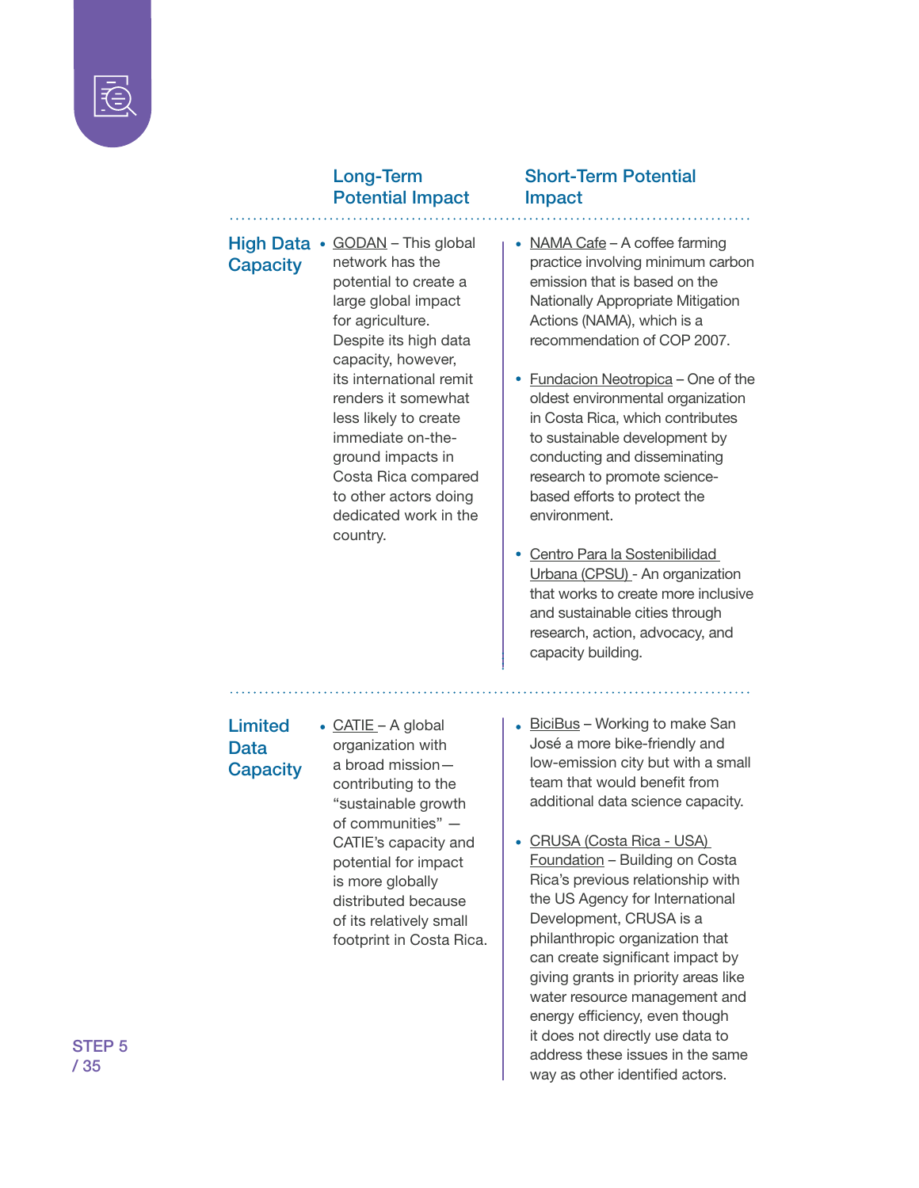| | Long-Term Potential Impact | Short-Term Potential Impact |
|---|---|---|
| **High Data Capacity** | • GODAN – This global network has the potential to create a large global impact for agriculture. Despite its high data capacity, however, its international remit renders it somewhat less likely to create immediate on-the-ground impacts in Costa Rica compared to other actors doing dedicated work in the country. | • NAMA Cafe – A coffee farming practice involving minimum carbon emission that is based on the Nationally Appropriate Mitigation Actions (NAMA), which is a recommendation of COP 2007.<br><br>• Fundacion Neotropica – One of the oldest environmental organization in Costa Rica, which contributes to sustainable development by conducting and disseminating research to promote science-based efforts to protect the environment.<br><br>• Centro Para la Sostenibilidad Urbana (CPSU) - An organization that works to create more inclusive and sustainable cities through research, action, advocacy, and capacity building. |
| **Limited Data Capacity** | • CATIE – A global organization with a broad mission—contributing to the "sustainable growth of communities" —CATIE's capacity and potential for impact is more globally distributed because of its relatively small footprint in Costa Rica. | • BiciBus – Working to make San José a more bike-friendly and low-emission city but with a small team that would benefit from additional data science capacity.<br><br>• CRUSA (Costa Rica - USA) Foundation – Building on Costa Rica's previous relationship with the US Agency for International Development, CRUSA is a philanthropic organization that can create significant impact by giving grants in priority areas like water resource management and energy efficiency, even though it does not directly use data to address these issues in the same way as other identified actors. |

STEP 5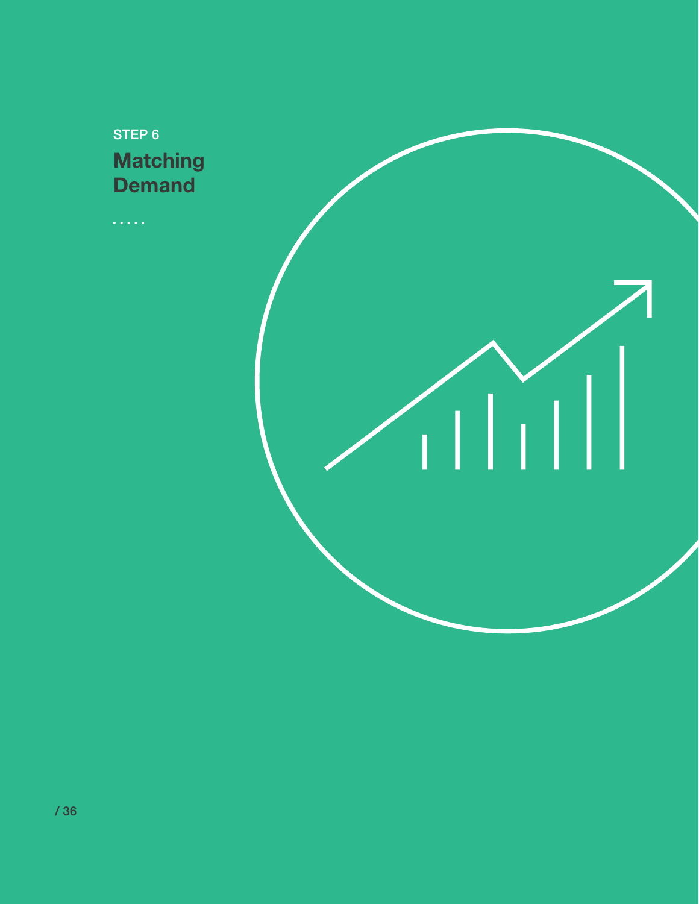STEP 6

# Matching Demand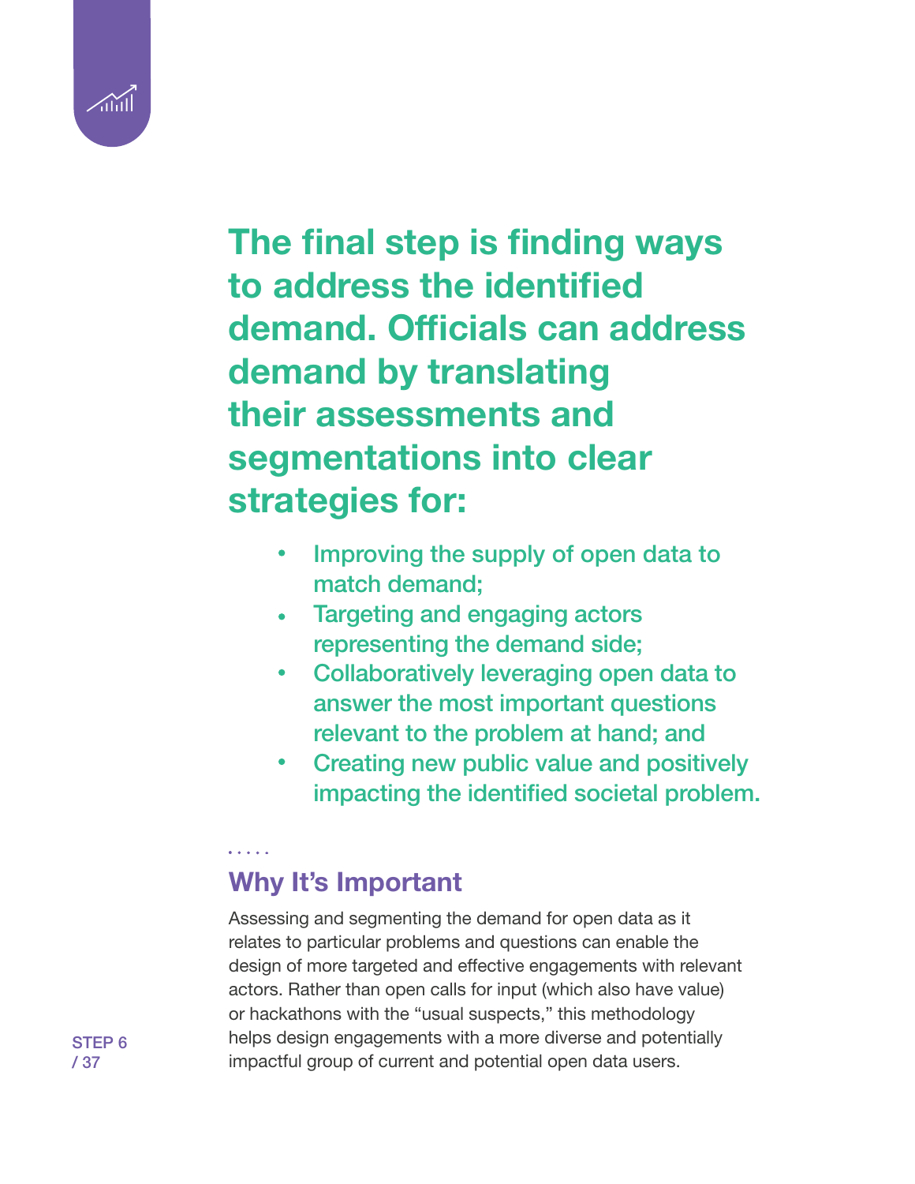**The final step is finding ways to address the identified demand. Officials can address demand by translating their assessments and segmentations into clear strategies for:**

- Improving the supply of open data to match demand;
- Targeting and engaging actors representing the demand side;
- Collaboratively leveraging open data to answer the most important questions relevant to the problem at hand; and
- Creating new public value and positively impacting the identified societal problem.

## Why It's Important

Assessing and segmenting the demand for open data as it relates to particular problems and questions can enable the design of more targeted and effective engagements with relevant actors. Rather than open calls for input (which also have value) or hackathons with the "usual suspects," this methodology helps design engagements with a more diverse and potentially impactful group of current and potential open data users.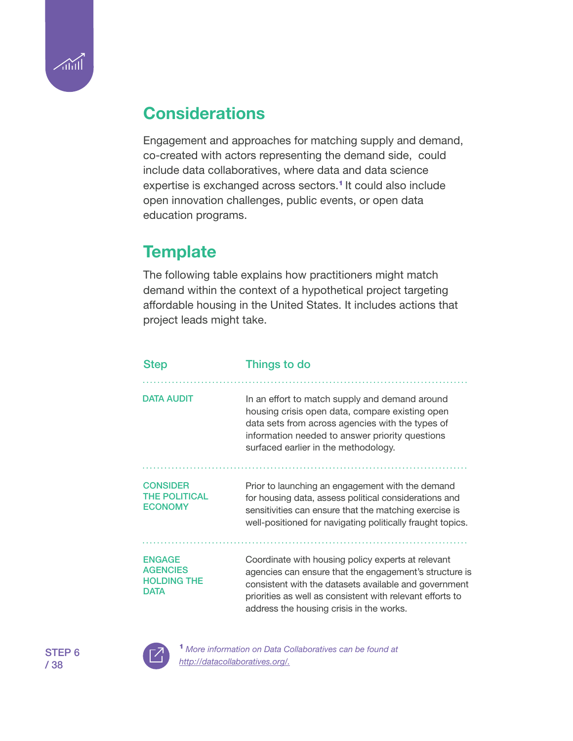## Considerations

Engagement and approaches for matching supply and demand, co-created with actors representing the demand side, could include data collaboratives, where data and data science expertise is exchanged across sectors.[1] It could also include open innovation challenges, public events, or open data education programs.

## Template

The following table explains how practitioners might match demand within the context of a hypothetical project targeting affordable housing in the United States. It includes actions that project leads might take.

| Step | Things to do |
| --- | --- |
| DATA AUDIT | In an effort to match supply and demand around housing crisis open data, compare existing open data sets from across agencies with the types of information needed to answer priority questions surfaced earlier in the methodology. |
| CONSIDER THE POLITICAL ECONOMY | Prior to launching an engagement with the demand for housing data, assess political considerations and sensitivities can ensure that the matching exercise is well-positioned for navigating politically fraught topics. |
| ENGAGE AGENCIES HOLDING THE DATA | Coordinate with housing policy experts at relevant agencies can ensure that the engagement's structure is consistent with the datasets available and government priorities as well as consistent with relevant efforts to address the housing crisis in the works. |

[1] *More information on Data Collaboratives can be found at http://datacollaboratives.org/.*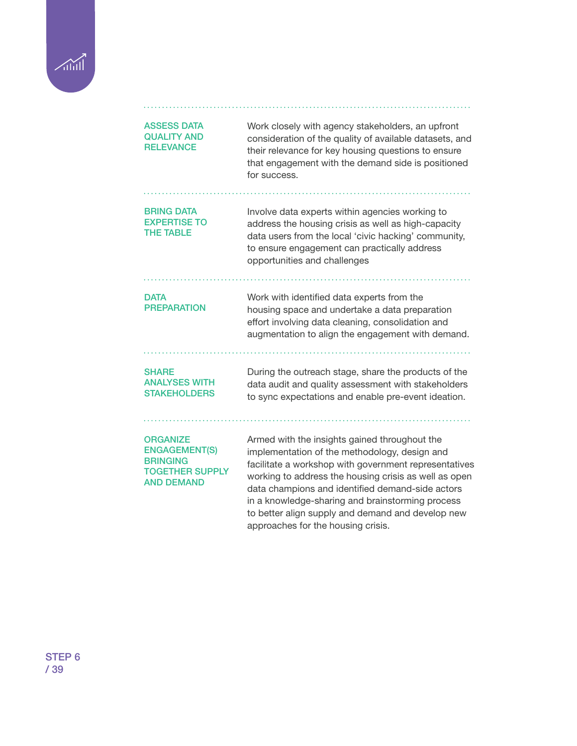| | |
|---|---|
| **ASSESS DATA QUALITY AND RELEVANCE** | Work closely with agency stakeholders, an upfront consideration of the quality of available datasets, and their relevance for key housing questions to ensure that engagement with the demand side is positioned for success. |
| **BRING DATA EXPERTISE TO THE TABLE** | Involve data experts within agencies working to address the housing crisis as well as high-capacity data users from the local 'civic hacking' community, to ensure engagement can practically address opportunities and challenges |
| **DATA PREPARATION** | Work with identified data experts from the housing space and undertake a data preparation effort involving data cleaning, consolidation and augmentation to align the engagement with demand. |
| **SHARE ANALYSES WITH STAKEHOLDERS** | During the outreach stage, share the products of the data audit and quality assessment with stakeholders to sync expectations and enable pre-event ideation. |
| **ORGANIZE ENGAGEMENT(S) BRINGING TOGETHER SUPPLY AND DEMAND** | Armed with the insights gained throughout the implementation of the methodology, design and facilitate a workshop with government representatives working to address the housing crisis as well as open data champions and identified demand-side actors in a knowledge-sharing and brainstorming process to better align supply and demand and develop new approaches for the housing crisis. |

STEP 6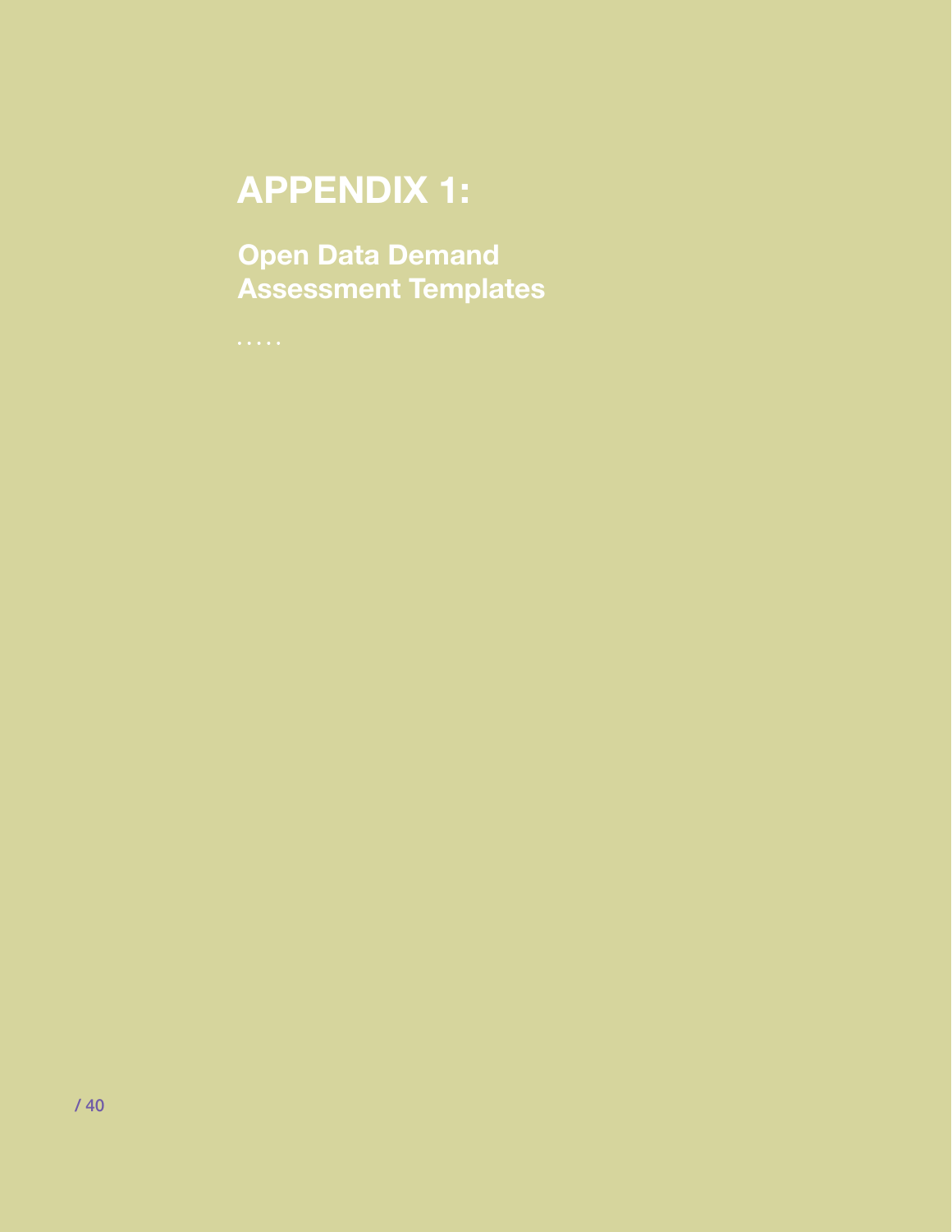# APPENDIX 1:

## Open Data Demand Assessment Templates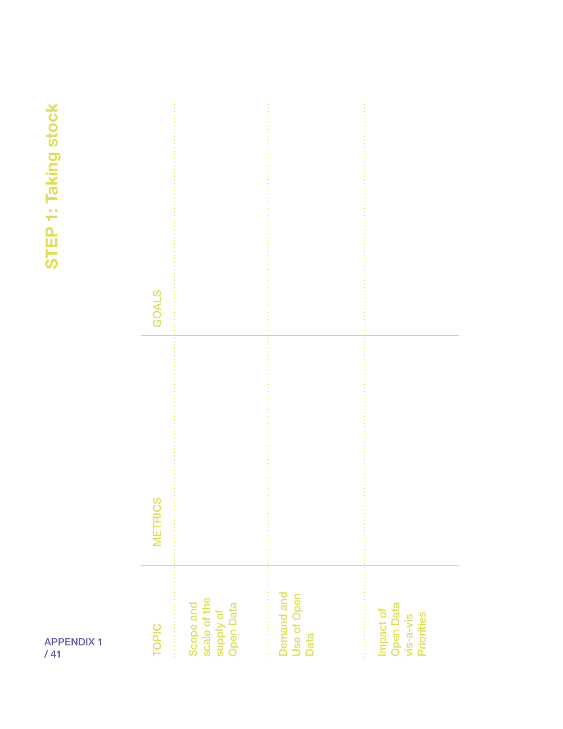# STEP 1: Taking stock

| TOPIC | METRICS | GOALS |
| --- | --- | --- |
| Scope and scale of the supply of Open Data | | |
| Demand and Use of Open Data | | |
| Impact of Open Data vis-a-vis Priorities | | |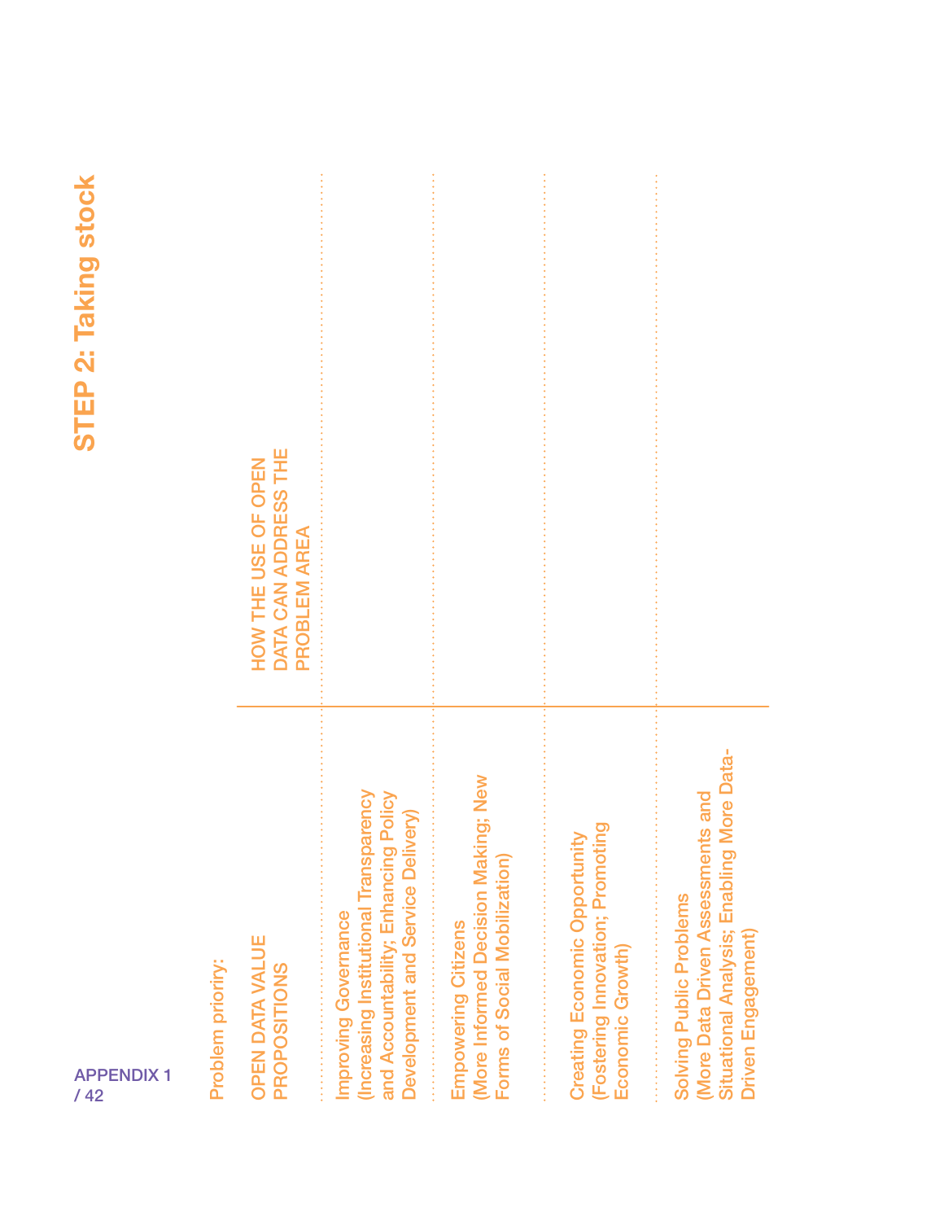# STEP 2: Taking stock

Problem prioriry:

| OPEN DATA VALUE PROPOSITIONS | HOW THE USE OF OPEN DATA CAN ADDRESS THE PROBLEM AREA |
| --- | --- |
| Improving Governance (Increasing Institutional Transparency and Accountability; Enhancing Policy Development and Service Delivery) | |
| Empowering Citizens (More Informed Decision Making; New Forms of Social Mobilization) | |
| Creating Economic Opportunity (Fostering Innovation; Promoting Economic Growth) | |
| Solving Public Problems (More Data Driven Assessments and Situational Analysis; Enabling More Data-Driven Engagement) | |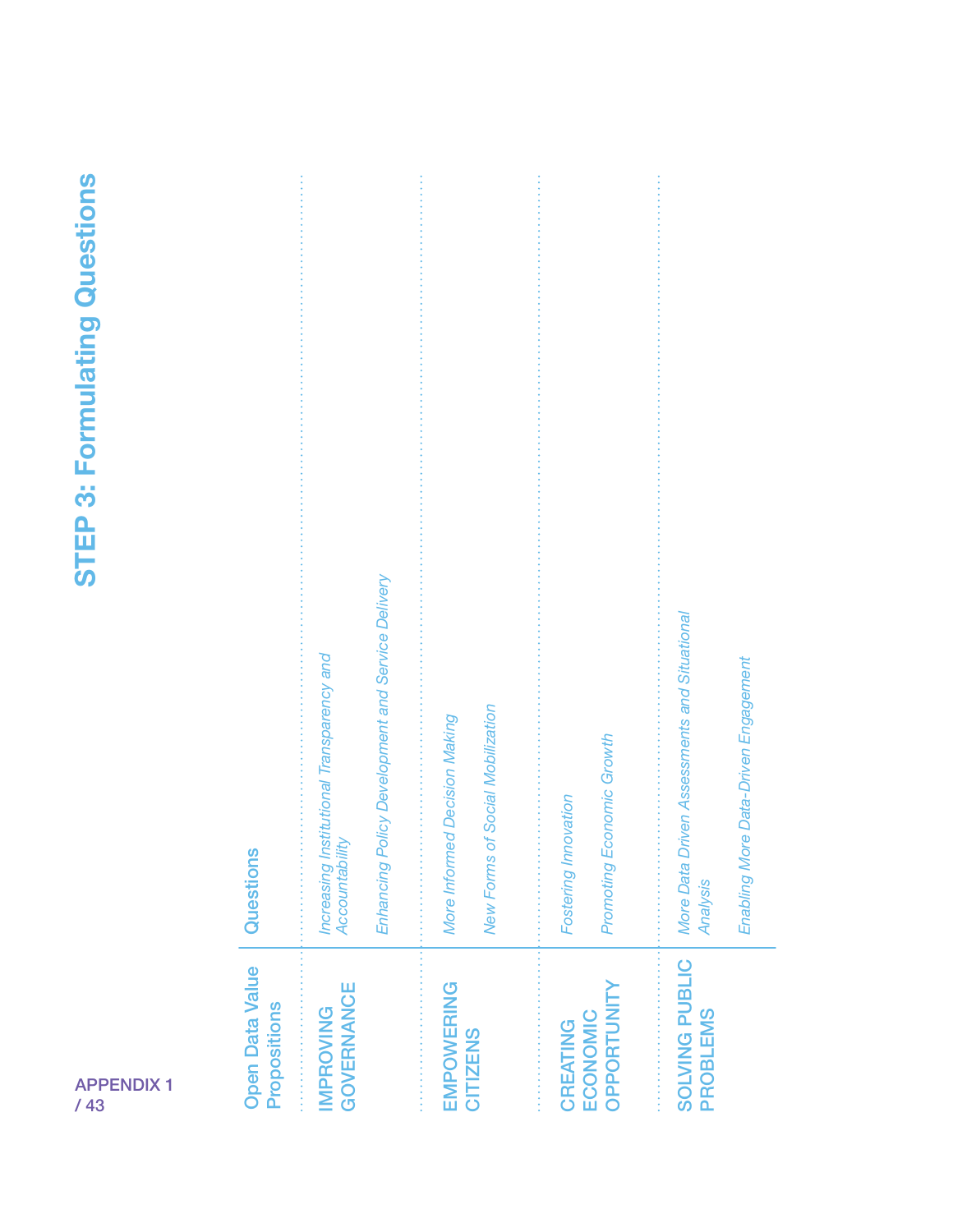# STEP 3: Formulating Questions

| Open Data Value Propositions | Questions |
| --- | --- |
| IMPROVING GOVERNANCE | *Increasing Institutional Transparency and Accountability* |
| | *Enhancing Policy Development and Service Delivery* |
| EMPOWERING CITIZENS | *More Informed Decision Making* |
| | *New Forms of Social Mobilization* |
| CREATING ECONOMIC OPPORTUNITY | *Fostering Innovation* |
| | *Promoting Economic Growth* |
| SOLVING PUBLIC PROBLEMS | *More Data Driven Assessments and Situational Analysis* |
| | *Enabling More Data-Driven Engagement* |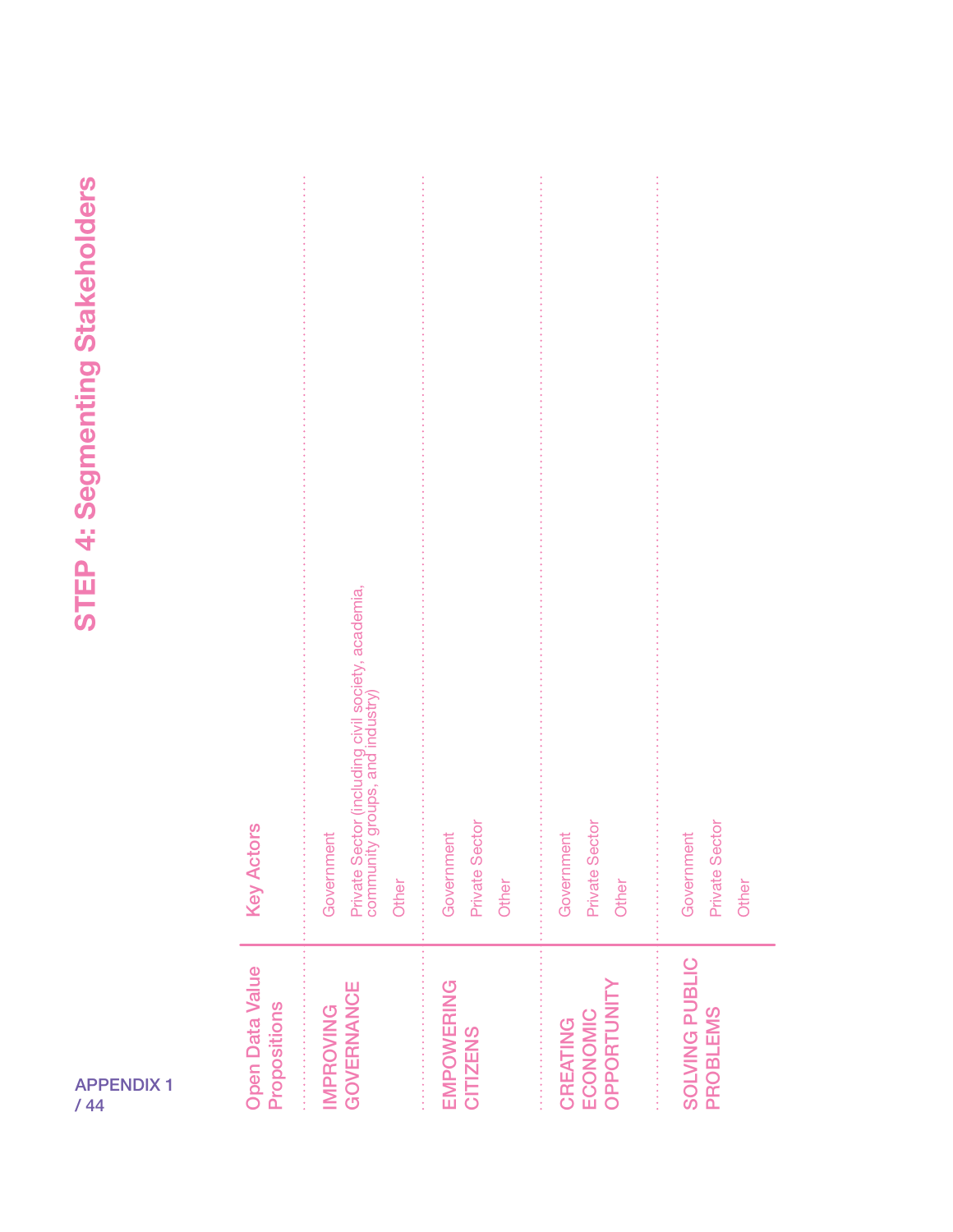# STEP 4: Segmenting Stakeholders

| Open Data Value Propositions | Key Actors |
| --- | --- |
| IMPROVING GOVERNANCE | Government |
| | Private Sector (including civil society, academia, community groups, and industry) |
| | Other |
| EMPOWERING CITIZENS | Government |
| | Private Sector |
| | Other |
| CREATING ECONOMIC OPPORTUNITY | Government |
| | Private Sector |
| | Other |
| SOLVING PUBLIC PROBLEMS | Government |
| | Private Sector |
| | Other |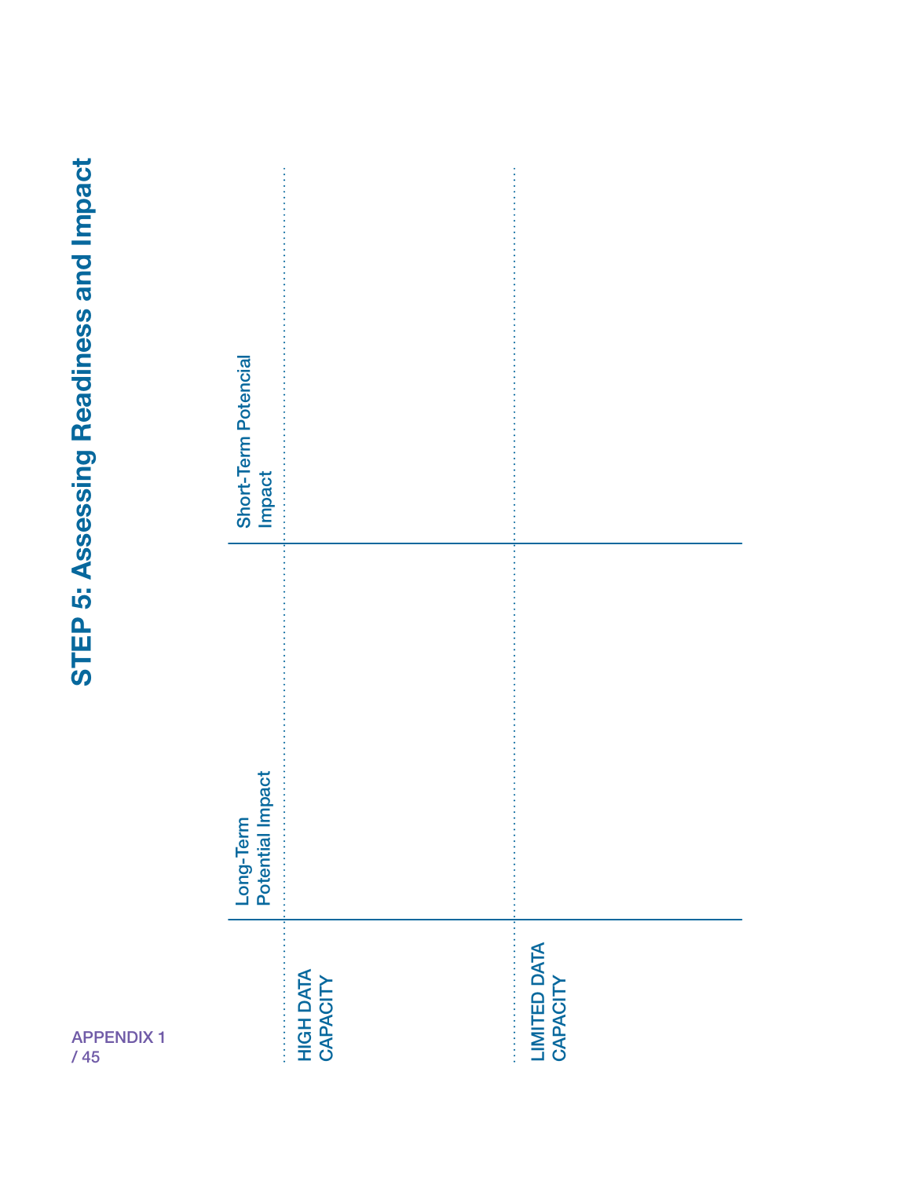# STEP 5: Assessing Readiness and Impact

| | Long-Term Potential Impact | Short-Term Potencial Impact |
|---|---|---|
| HIGH DATA CAPACITY | | |
| LIMITED DATA CAPACITY | | |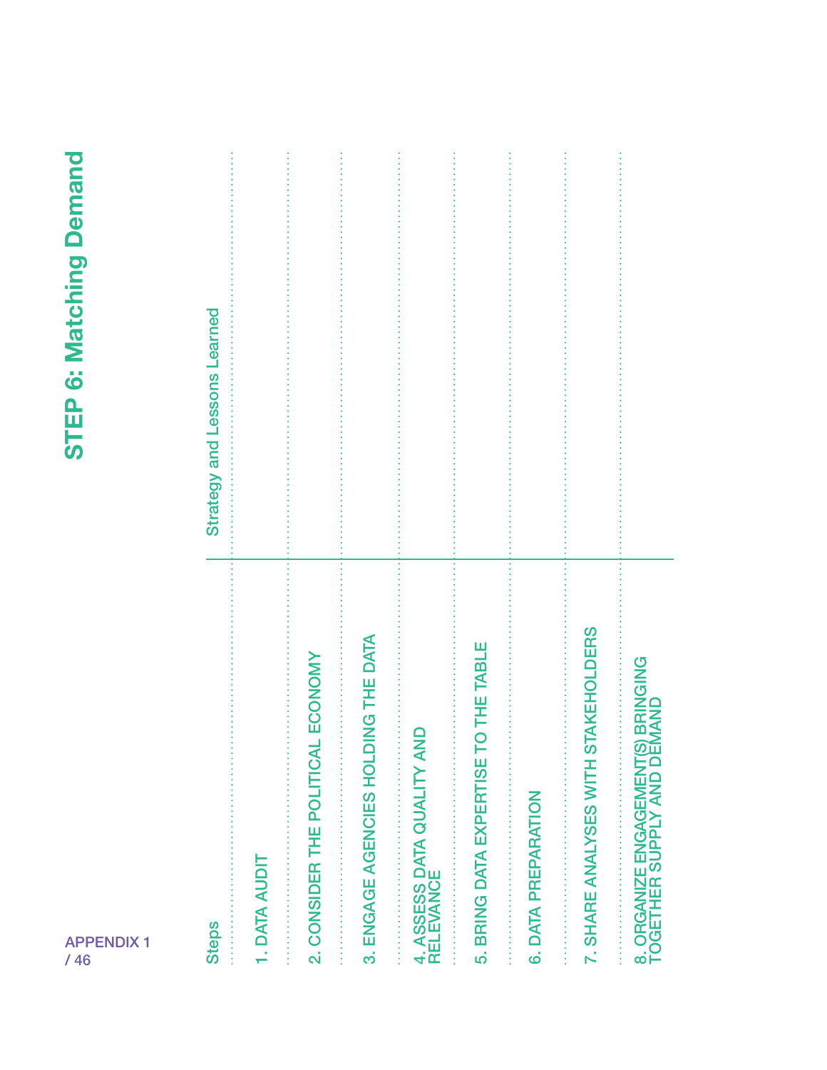# STEP 6: Matching Demand

APPENDIX 1

| Steps | Strategy and Lessons Learned |
| --- | --- |
| 1. DATA AUDIT | |
| 2. CONSIDER THE POLITICAL ECONOMY | |
| 3. ENGAGE AGENCIES HOLDING THE DATA | |
| 4. ASSESS DATA QUALITY AND RELEVANCE | |
| 5. BRING DATA EXPERTISE TO THE TABLE | |
| 6. DATA PREPARATION | |
| 7. SHARE ANALYSES WITH STAKEHOLDERS | |
| 8. ORGANIZE ENGAGEMENT(S) BRINGING TOGETHER SUPPLY AND DEMAND | |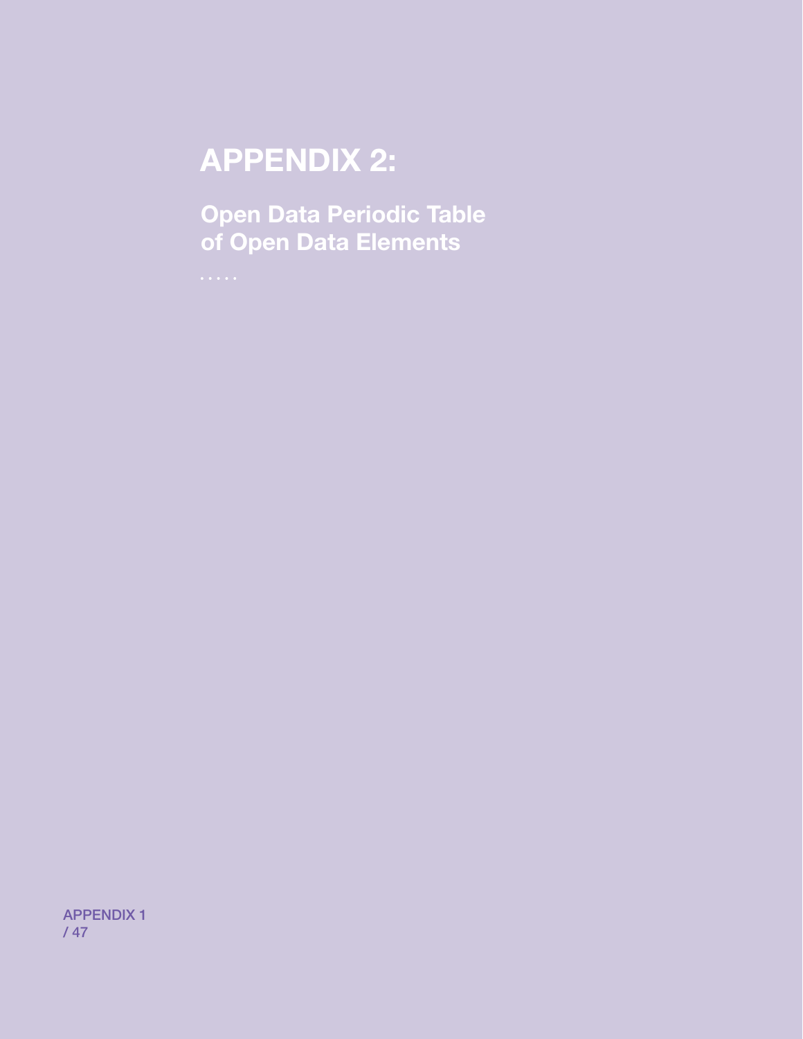# APPENDIX 2:

## Open Data Periodic Table of Open Data Elements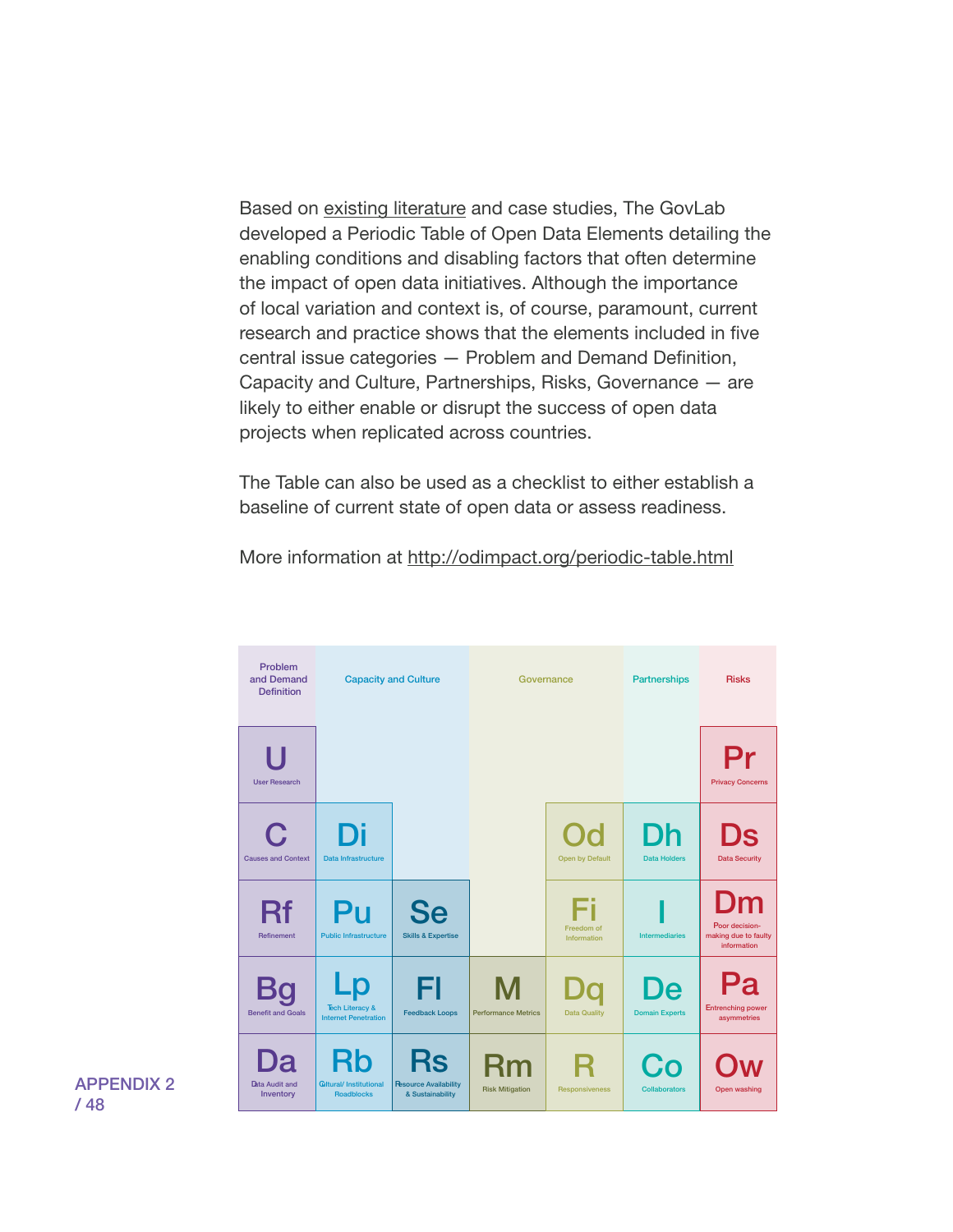Based on existing literature and case studies, The GovLab developed a Periodic Table of Open Data Elements detailing the enabling conditions and disabling factors that often determine the impact of open data initiatives. Although the importance of local variation and context is, of course, paramount, current research and practice shows that the elements included in five central issue categories — Problem and Demand Definition, Capacity and Culture, Partnerships, Risks, Governance — are likely to either enable or disrupt the success of open data projects when replicated across countries.

The Table can also be used as a checklist to either establish a baseline of current state of open data or assess readiness.

More information at http://odimpact.org/periodic-table.html

| Problem and Demand Definition | Capacity and Culture | | Governance | | Partnerships | Risks |
|---|---|---|---|---|---|---|
| U User Research | | | | | | Pr Privacy Concerns |
| C Causes and Context | Di Data Infrastructure | | | Od Open by Default | Dh Data Holders | Ds Data Security |
| Rf Refinement | Pu Public Infrastructure | Se Skills & Expertise | | Fi Freedom of Information | I Intermediaries | Dm Poor decision-making due to faulty information |
| Bg Benefit and Goals | Lp Tech Literacy & Internet Penetration | Fl Feedback Loops | M Performance Metrics | Dq Data Quality | De Domain Experts | Pa Entrenching power asymmetries |
| Da Data Audit and Inventory | Rb Cultural/ Institutional Roadblocks | Rs Resource Availability & Sustainability | Rm Risk Mitigation | R Responsiveness | Co Collaborators | Ow Open washing |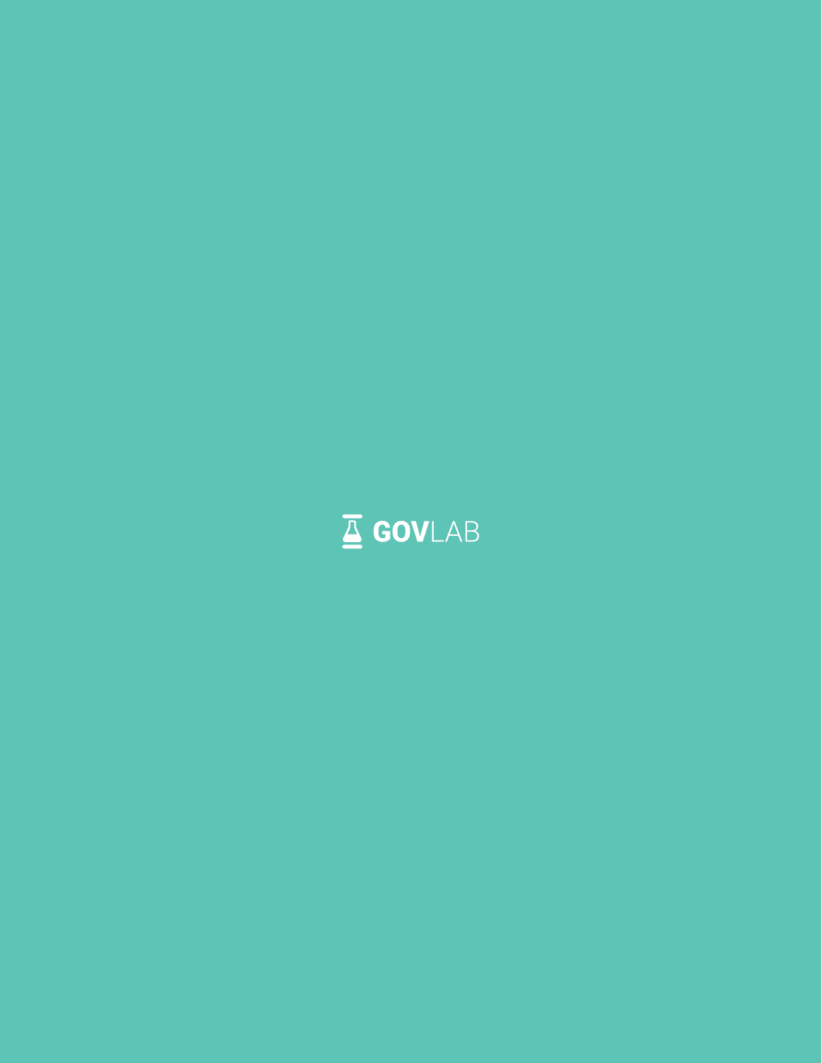GOVLAB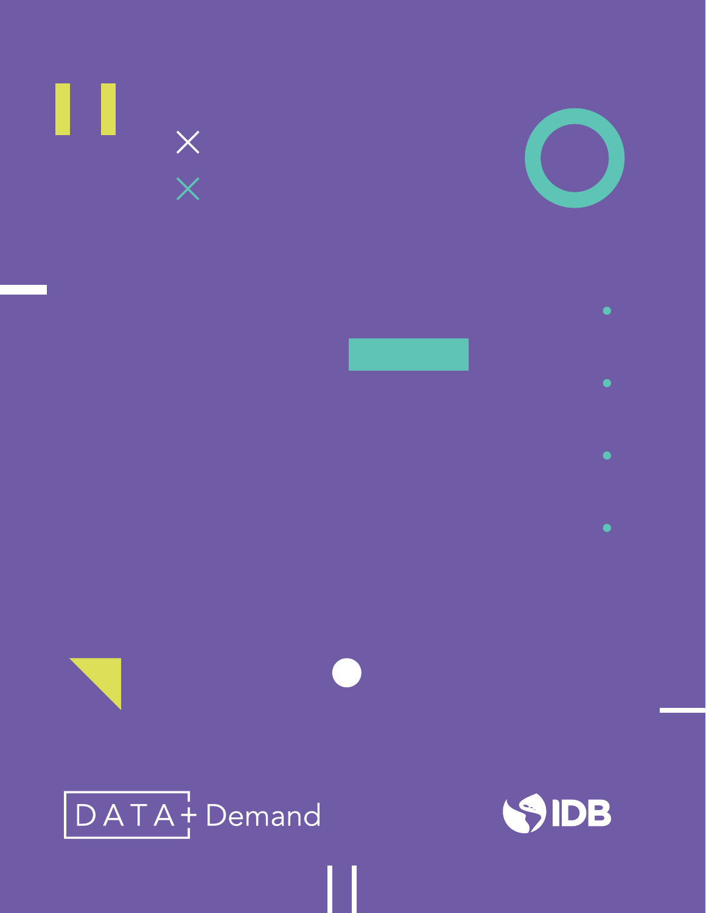DATA + Demand

IDB